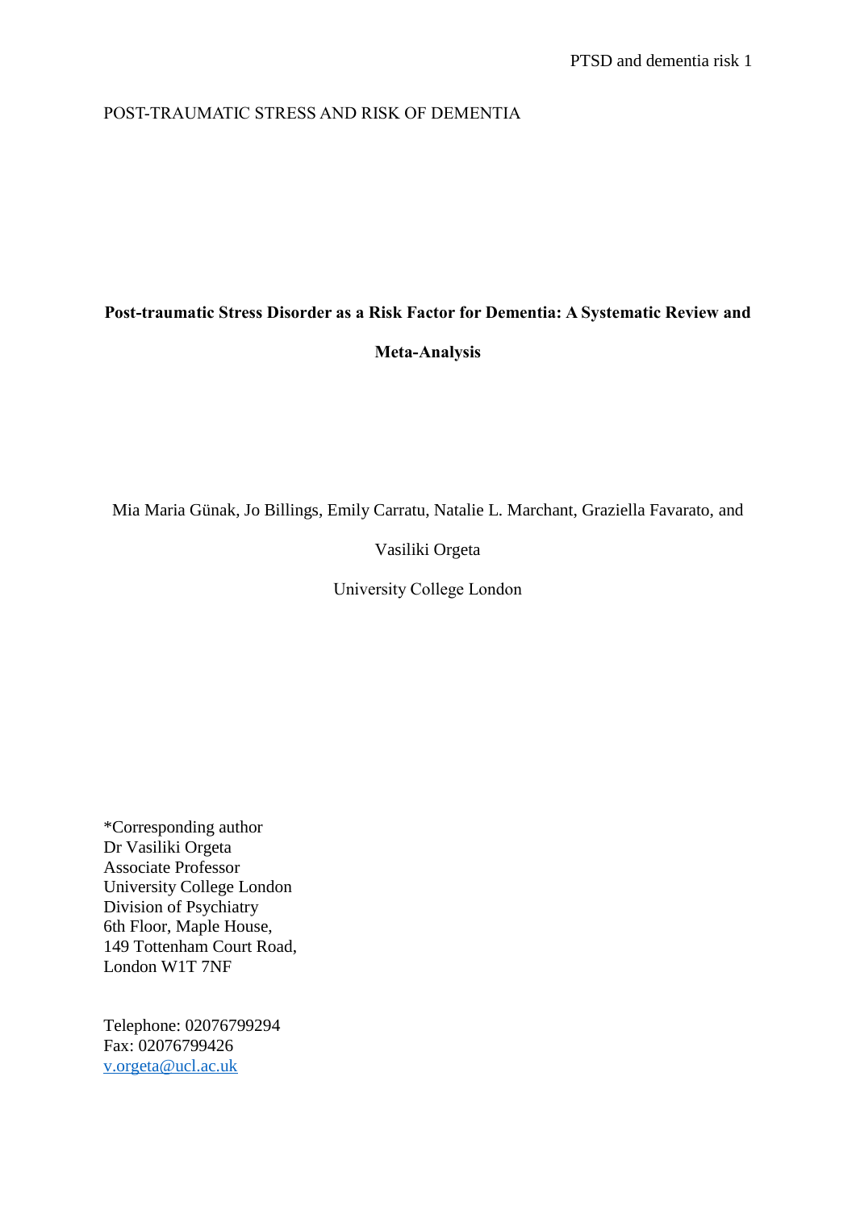POST-TRAUMATIC STRESS AND RISK OF DEMENTIA

# Post-traumatic Stress Disorder as a Risk Factor for Dementia: A Systematic Review and Meta-Analysis

Mia Maria Günak, Jo Billings, Emily Carratu, Natalie L. Marchant, Graziella Favarato, and Vasiliki Orgeta

University College London

*Corresponding author
Dr Vasiliki Orgeta
Associate Professor
University College London
Division of Psychiatry
6th Floor, Maple House,
149 Tottenham Court Road,
London W1T 7NF

Telephone: 02076799294
Fax: 02076799426
v.orgeta@ucl.ac.uk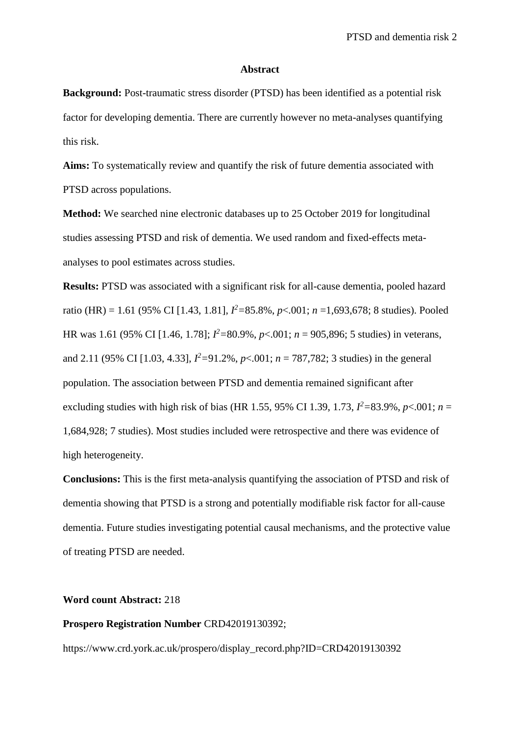## Abstract

**Background:** Post-traumatic stress disorder (PTSD) has been identified as a potential risk factor for developing dementia. There are currently however no meta-analyses quantifying this risk.

**Aims:** To systematically review and quantify the risk of future dementia associated with PTSD across populations.

**Method:** We searched nine electronic databases up to 25 October 2019 for longitudinal studies assessing PTSD and risk of dementia. We used random and fixed-effects meta-analyses to pool estimates across studies.

**Results:** PTSD was associated with a significant risk for all-cause dementia, pooled hazard ratio (HR) = 1.61 (95% CI [1.43, 1.81], $I^2$=85.8%, $p$<.001; $n$ =1,693,678; 8 studies). Pooled HR was 1.61 (95% CI [1.46, 1.78]; $I^2$=80.9%, $p$<.001; $n$ = 905,896; 5 studies) in veterans, and 2.11 (95% CI [1.03, 4.33], $I^2$=91.2%, $p$<.001; $n$ = 787,782; 3 studies) in the general population. The association between PTSD and dementia remained significant after excluding studies with high risk of bias (HR 1.55, 95% CI 1.39, 1.73, $I^2$=83.9%, $p$<.001; $n$ = 1,684,928; 7 studies). Most studies included were retrospective and there was evidence of high heterogeneity.

**Conclusions:** This is the first meta-analysis quantifying the association of PTSD and risk of dementia showing that PTSD is a strong and potentially modifiable risk factor for all-cause dementia. Future studies investigating potential causal mechanisms, and the protective value of treating PTSD are needed.

**Word count Abstract:** 218

**Prospero Registration Number** CRD42019130392;

https://www.crd.york.ac.uk/prospero/display_record.php?ID=CRD42019130392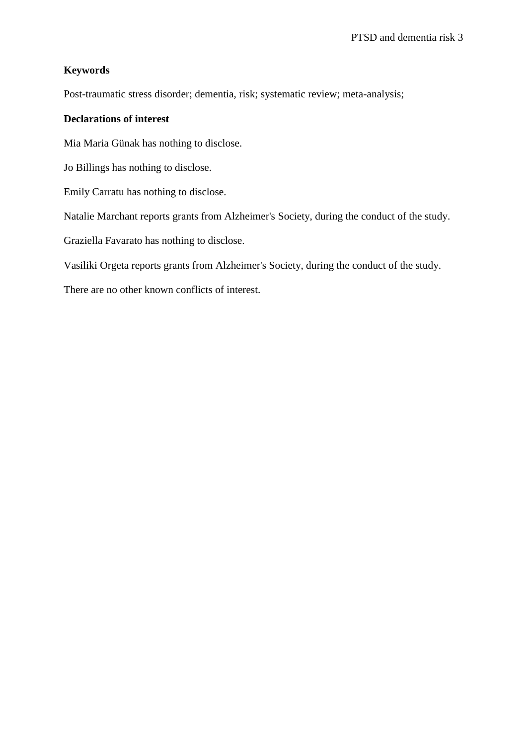**Keywords**

Post-traumatic stress disorder; dementia, risk; systematic review; meta-analysis;

**Declarations of interest**

Mia Maria Günak has nothing to disclose.

Jo Billings has nothing to disclose.

Emily Carratu has nothing to disclose.

Natalie Marchant reports grants from Alzheimer's Society, during the conduct of the study.

Graziella Favarato has nothing to disclose.

Vasiliki Orgeta reports grants from Alzheimer's Society, during the conduct of the study.

There are no other known conflicts of interest.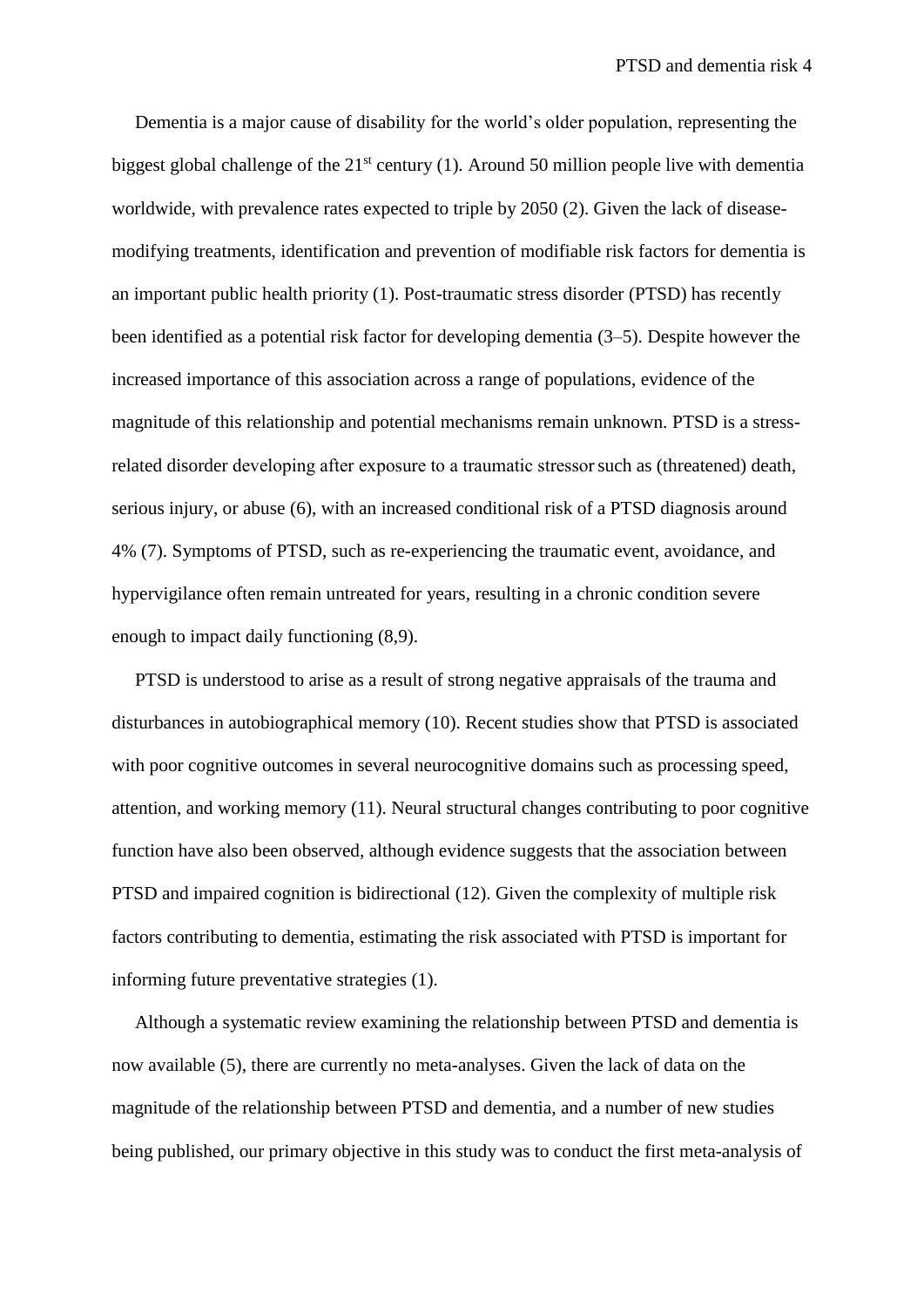Dementia is a major cause of disability for the world's older population, representing the biggest global challenge of the 21st century (1). Around 50 million people live with dementia worldwide, with prevalence rates expected to triple by 2050 (2). Given the lack of disease-modifying treatments, identification and prevention of modifiable risk factors for dementia is an important public health priority (1). Post-traumatic stress disorder (PTSD) has recently been identified as a potential risk factor for developing dementia (3–5). Despite however the increased importance of this association across a range of populations, evidence of the magnitude of this relationship and potential mechanisms remain unknown. PTSD is a stress-related disorder developing after exposure to a traumatic stressor such as (threatened) death, serious injury, or abuse (6), with an increased conditional risk of a PTSD diagnosis around 4% (7). Symptoms of PTSD, such as re-experiencing the traumatic event, avoidance, and hypervigilance often remain untreated for years, resulting in a chronic condition severe enough to impact daily functioning (8,9).

PTSD is understood to arise as a result of strong negative appraisals of the trauma and disturbances in autobiographical memory (10). Recent studies show that PTSD is associated with poor cognitive outcomes in several neurocognitive domains such as processing speed, attention, and working memory (11). Neural structural changes contributing to poor cognitive function have also been observed, although evidence suggests that the association between PTSD and impaired cognition is bidirectional (12). Given the complexity of multiple risk factors contributing to dementia, estimating the risk associated with PTSD is important for informing future preventative strategies (1).

Although a systematic review examining the relationship between PTSD and dementia is now available (5), there are currently no meta-analyses. Given the lack of data on the magnitude of the relationship between PTSD and dementia, and a number of new studies being published, our primary objective in this study was to conduct the first meta-analysis of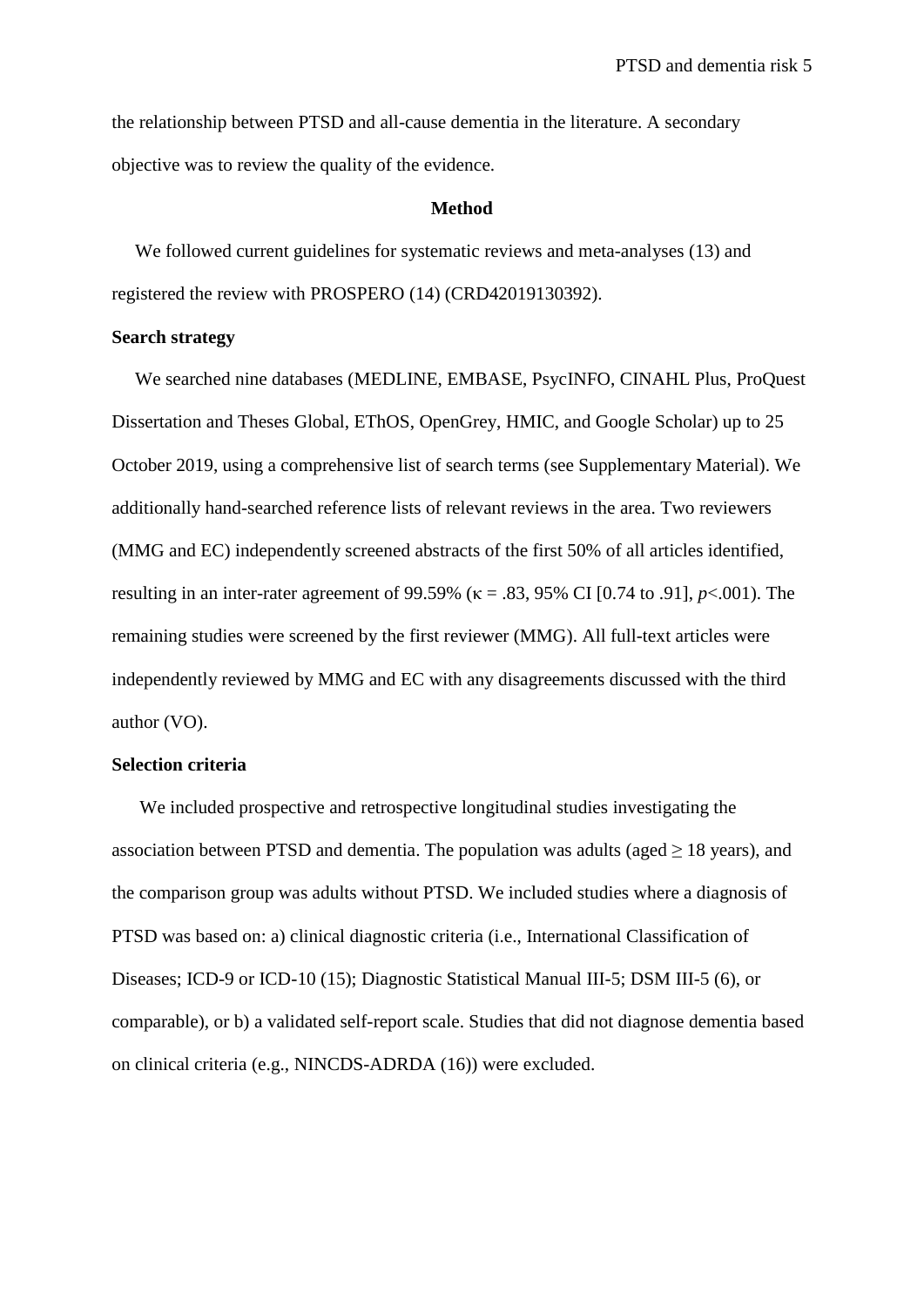the relationship between PTSD and all-cause dementia in the literature. A secondary objective was to review the quality of the evidence.

## Method

We followed current guidelines for systematic reviews and meta-analyses (13) and registered the review with PROSPERO (14) (CRD42019130392).

### Search strategy

We searched nine databases (MEDLINE, EMBASE, PsycINFO, CINAHL Plus, ProQuest Dissertation and Theses Global, EThOS, OpenGrey, HMIC, and Google Scholar) up to 25 October 2019, using a comprehensive list of search terms (see Supplementary Material). We additionally hand-searched reference lists of relevant reviews in the area. Two reviewers (MMG and EC) independently screened abstracts of the first 50% of all articles identified, resulting in an inter-rater agreement of 99.59% ($\kappa$ = .83, 95% CI [0.74 to .91], $p<.001$). The remaining studies were screened by the first reviewer (MMG). All full-text articles were independently reviewed by MMG and EC with any disagreements discussed with the third author (VO).

### Selection criteria

We included prospective and retrospective longitudinal studies investigating the association between PTSD and dementia. The population was adults (aged $\geq$ 18 years), and the comparison group was adults without PTSD. We included studies where a diagnosis of PTSD was based on: a) clinical diagnostic criteria (i.e., International Classification of Diseases; ICD-9 or ICD-10 (15); Diagnostic Statistical Manual III-5; DSM III-5 (6), or comparable), or b) a validated self-report scale. Studies that did not diagnose dementia based on clinical criteria (e.g., NINCDS-ADRDA (16)) were excluded.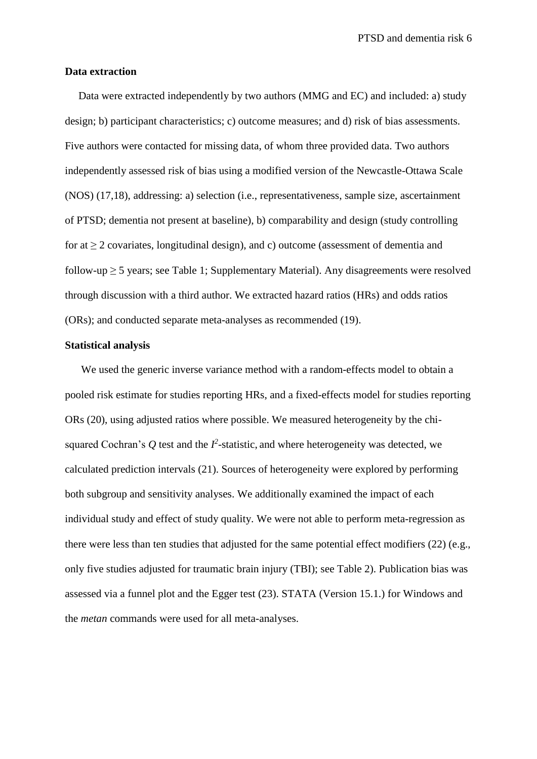**Data extraction**

Data were extracted independently by two authors (MMG and EC) and included: a) study design; b) participant characteristics; c) outcome measures; and d) risk of bias assessments. Five authors were contacted for missing data, of whom three provided data. Two authors independently assessed risk of bias using a modified version of the Newcastle-Ottawa Scale (NOS) (17,18), addressing: a) selection (i.e., representativeness, sample size, ascertainment of PTSD; dementia not present at baseline), b) comparability and design (study controlling for at $\geq 2$ covariates, longitudinal design), and c) outcome (assessment of dementia and follow-up $\geq 5$ years; see Table 1; Supplementary Material). Any disagreements were resolved through discussion with a third author. We extracted hazard ratios (HRs) and odds ratios (ORs); and conducted separate meta-analyses as recommended (19).

**Statistical analysis**

We used the generic inverse variance method with a random-effects model to obtain a pooled risk estimate for studies reporting HRs, and a fixed-effects model for studies reporting ORs (20), using adjusted ratios where possible. We measured heterogeneity by the chi-squared Cochran's $Q$ test and the $I^2$-statistic, and where heterogeneity was detected, we calculated prediction intervals (21). Sources of heterogeneity were explored by performing both subgroup and sensitivity analyses. We additionally examined the impact of each individual study and effect of study quality. We were not able to perform meta-regression as there were less than ten studies that adjusted for the same potential effect modifiers (22) (e.g., only five studies adjusted for traumatic brain injury (TBI); see Table 2). Publication bias was assessed via a funnel plot and the Egger test (23). STATA (Version 15.1.) for Windows and the *metan* commands were used for all meta-analyses.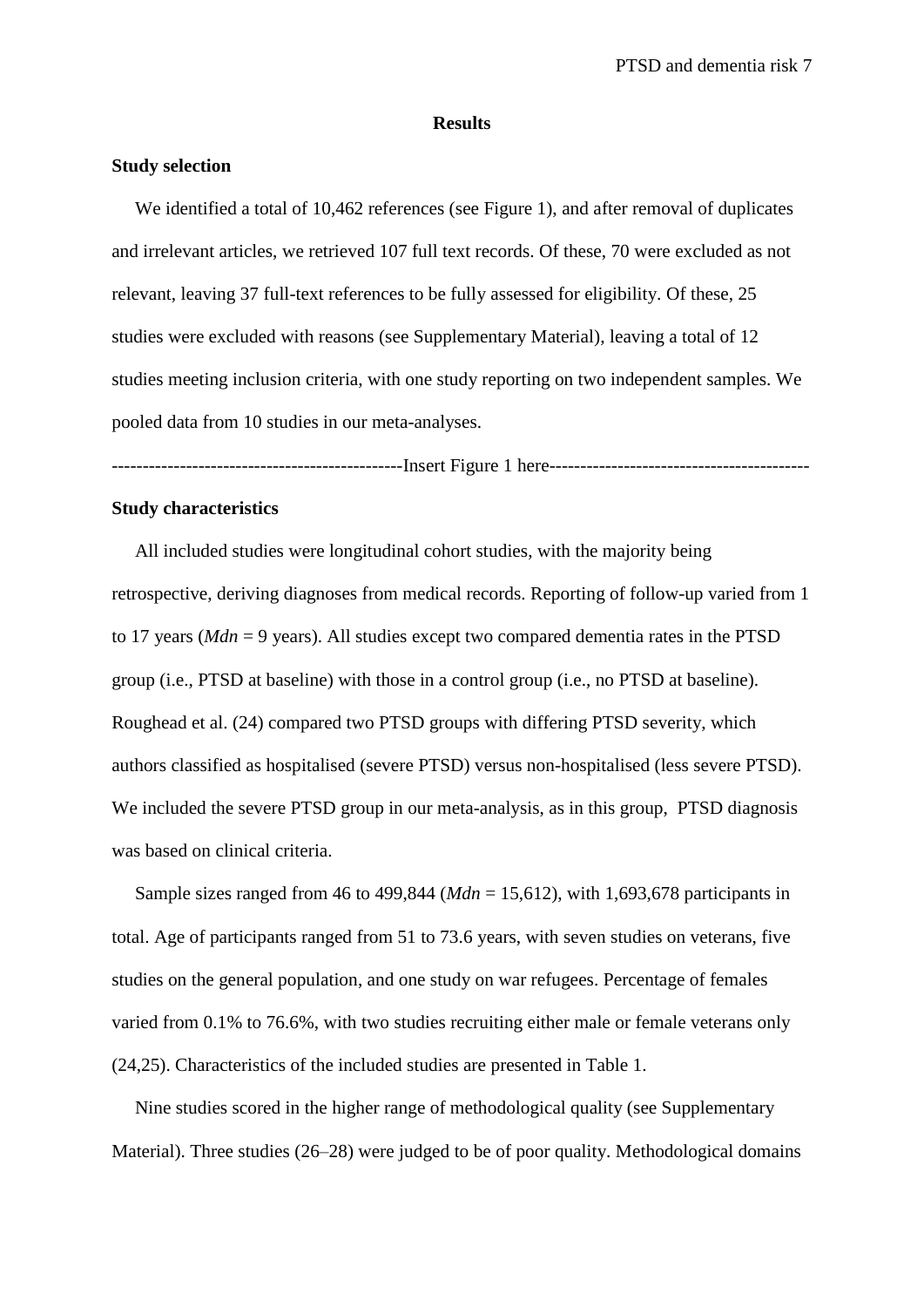## Results

### Study selection

We identified a total of 10,462 references (see Figure 1), and after removal of duplicates and irrelevant articles, we retrieved 107 full text records. Of these, 70 were excluded as not relevant, leaving 37 full-text references to be fully assessed for eligibility. Of these, 25 studies were excluded with reasons (see Supplementary Material), leaving a total of 12 studies meeting inclusion criteria, with one study reporting on two independent samples. We pooled data from 10 studies in our meta-analyses.

----------------------------------------------Insert Figure 1 here-----------------------------------------

### Study characteristics

All included studies were longitudinal cohort studies, with the majority being retrospective, deriving diagnoses from medical records. Reporting of follow-up varied from 1 to 17 years (*Mdn* = 9 years). All studies except two compared dementia rates in the PTSD group (i.e., PTSD at baseline) with those in a control group (i.e., no PTSD at baseline). Roughead et al. (24) compared two PTSD groups with differing PTSD severity, which authors classified as hospitalised (severe PTSD) versus non-hospitalised (less severe PTSD). We included the severe PTSD group in our meta-analysis, as in this group, PTSD diagnosis was based on clinical criteria.

Sample sizes ranged from 46 to 499,844 (*Mdn* = 15,612), with 1,693,678 participants in total. Age of participants ranged from 51 to 73.6 years, with seven studies on veterans, five studies on the general population, and one study on war refugees. Percentage of females varied from 0.1% to 76.6%, with two studies recruiting either male or female veterans only (24,25). Characteristics of the included studies are presented in Table 1.

Nine studies scored in the higher range of methodological quality (see Supplementary Material). Three studies (26–28) were judged to be of poor quality. Methodological domains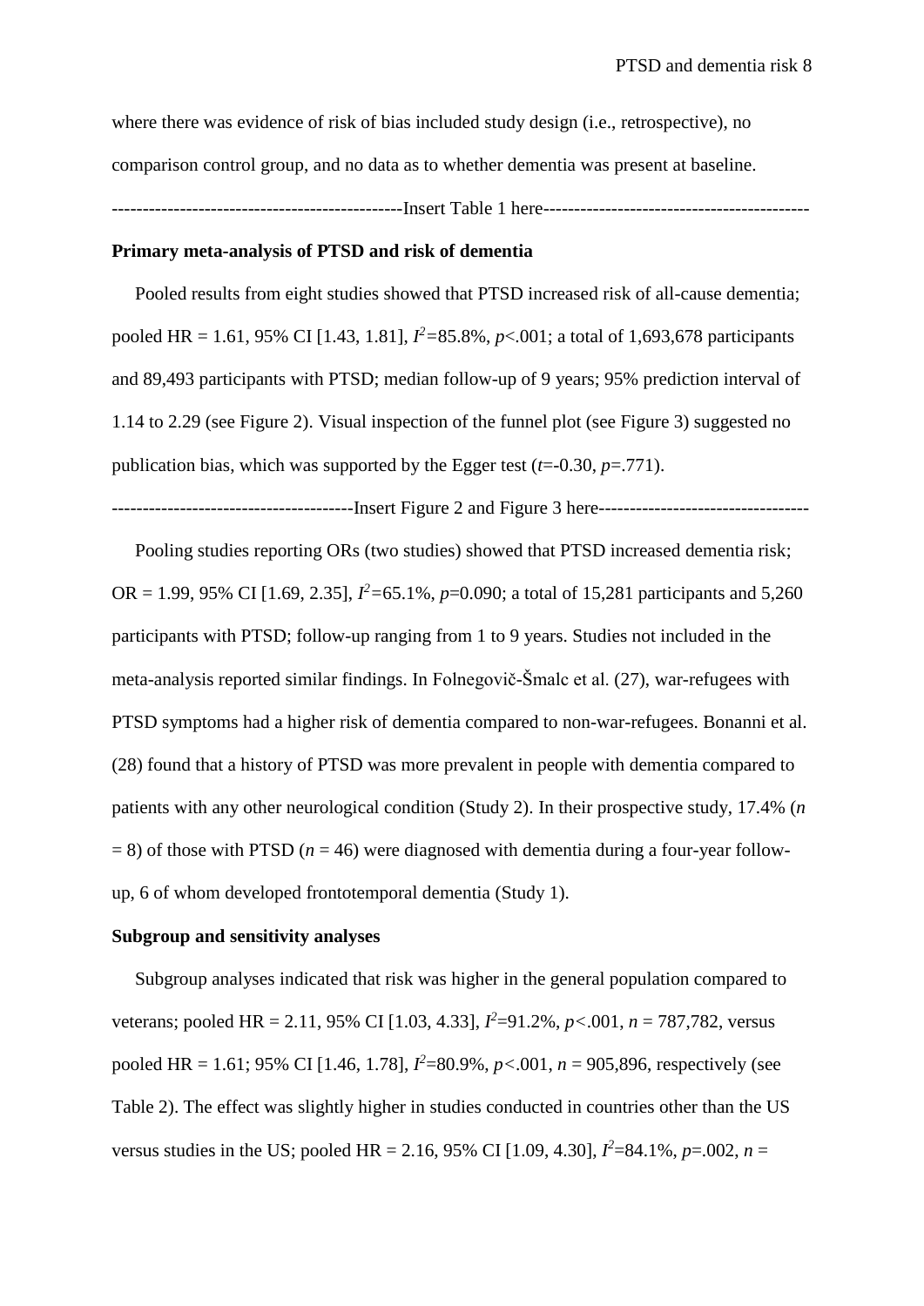where there was evidence of risk of bias included study design (i.e., retrospective), no comparison control group, and no data as to whether dementia was present at baseline.

----------------------------------------------Insert Table 1 here------------------------------------------

**Primary meta-analysis of PTSD and risk of dementia**

Pooled results from eight studies showed that PTSD increased risk of all-cause dementia; pooled HR = 1.61, 95% CI [1.43, 1.81], $I^2$=85.8%, $p$<.001; a total of 1,693,678 participants and 89,493 participants with PTSD; median follow-up of 9 years; 95% prediction interval of 1.14 to 2.29 (see Figure 2). Visual inspection of the funnel plot (see Figure 3) suggested no publication bias, which was supported by the Egger test ($t$=-0.30, $p$=.771).

--------------------------------------Insert Figure 2 and Figure 3 here---------------------------------

Pooling studies reporting ORs (two studies) showed that PTSD increased dementia risk; OR = 1.99, 95% CI [1.69, 2.35], $I^2$=65.1%, $p$=0.090; a total of 15,281 participants and 5,260 participants with PTSD; follow-up ranging from 1 to 9 years. Studies not included in the meta-analysis reported similar findings. In Folnegovič-Šmalc et al. (27), war-refugees with PTSD symptoms had a higher risk of dementia compared to non-war-refugees. Bonanni et al. (28) found that a history of PTSD was more prevalent in people with dementia compared to patients with any other neurological condition (Study 2). In their prospective study, 17.4% ($n$ = 8) of those with PTSD ($n$ = 46) were diagnosed with dementia during a four-year follow-up, 6 of whom developed frontotemporal dementia (Study 1).

**Subgroup and sensitivity analyses**

Subgroup analyses indicated that risk was higher in the general population compared to veterans; pooled HR = 2.11, 95% CI [1.03, 4.33], $I^2$=91.2%, $p$<.001, $n$ = 787,782, versus pooled HR = 1.61; 95% CI [1.46, 1.78], $I^2$=80.9%, $p$<.001, $n$ = 905,896, respectively (see Table 2). The effect was slightly higher in studies conducted in countries other than the US versus studies in the US; pooled HR = 2.16, 95% CI [1.09, 4.30], $I^2$=84.1%, $p$=.002, $n$ =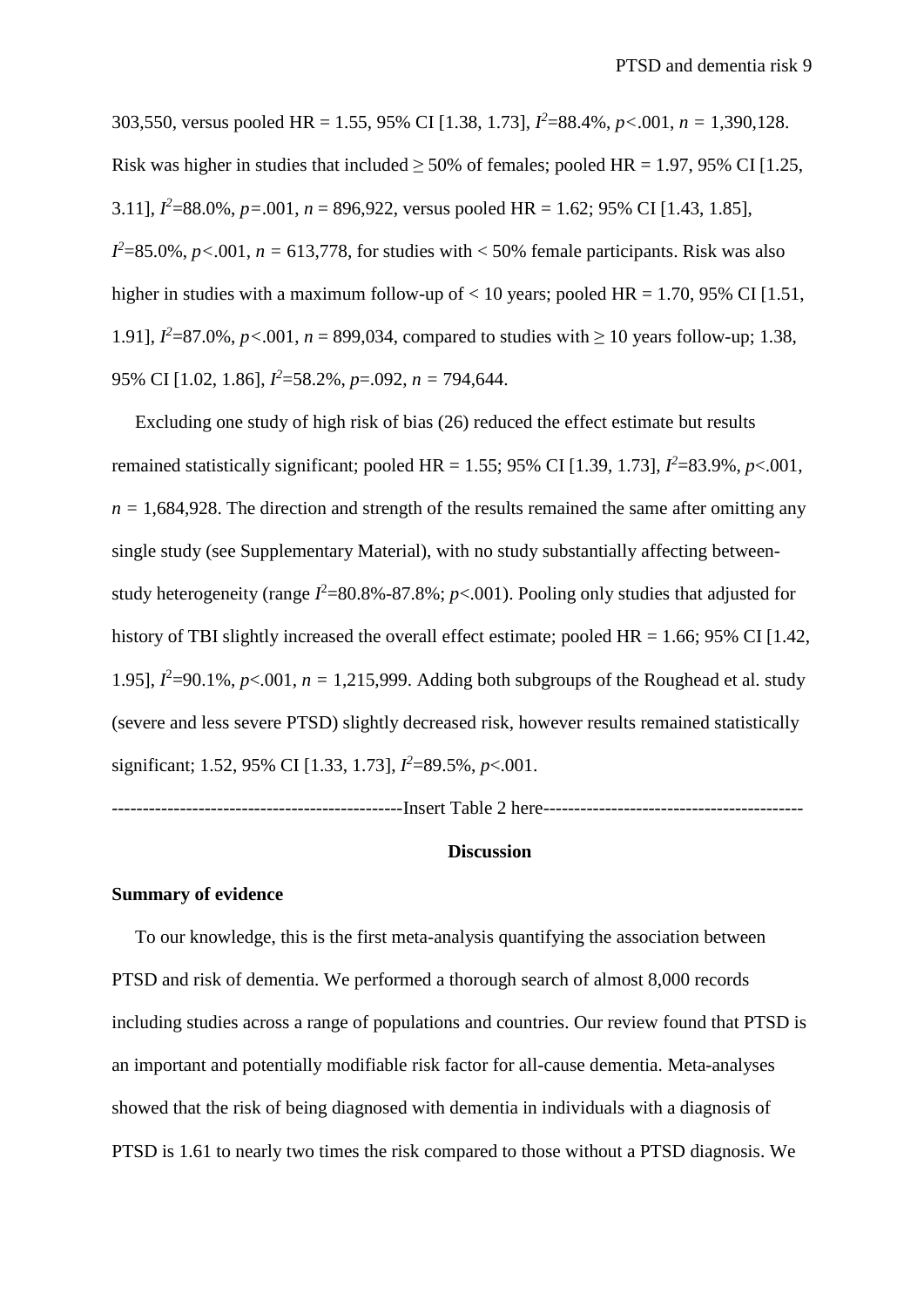303,550, versus pooled HR = 1.55, 95% CI [1.38, 1.73], $I^2$=88.4%, $p$<.001, $n$ = 1,390,128. Risk was higher in studies that included ≥ 50% of females; pooled HR = 1.97, 95% CI [1.25, 3.11], $I^2$=88.0%, $p$=.001, $n$ = 896,922, versus pooled HR = 1.62; 95% CI [1.43, 1.85], $I^2$=85.0%, $p$<.001, $n$ = 613,778, for studies with < 50% female participants. Risk was also higher in studies with a maximum follow-up of < 10 years; pooled HR = 1.70, 95% CI [1.51, 1.91], $I^2$=87.0%, $p$<.001, $n$ = 899,034, compared to studies with ≥ 10 years follow-up; 1.38, 95% CI [1.02, 1.86], $I^2$=58.2%, $p$=.092, $n$ = 794,644.

Excluding one study of high risk of bias (26) reduced the effect estimate but results remained statistically significant; pooled HR = 1.55; 95% CI [1.39, 1.73], $I^2$=83.9%, $p$<.001, $n$ = 1,684,928. The direction and strength of the results remained the same after omitting any single study (see Supplementary Material), with no study substantially affecting between-study heterogeneity (range $I^2$=80.8%-87.8%; $p$<.001). Pooling only studies that adjusted for history of TBI slightly increased the overall effect estimate; pooled HR = 1.66; 95% CI [1.42, 1.95], $I^2$=90.1%, $p$<.001, $n$ = 1,215,999. Adding both subgroups of the Roughead et al. study (severe and less severe PTSD) slightly decreased risk, however results remained statistically significant; 1.52, 95% CI [1.33, 1.73], $I^2$=89.5%, $p$<.001.

----------------------------------------------Insert Table 2 here-----------------------------------------

## Discussion

### Summary of evidence

To our knowledge, this is the first meta-analysis quantifying the association between PTSD and risk of dementia. We performed a thorough search of almost 8,000 records including studies across a range of populations and countries. Our review found that PTSD is an important and potentially modifiable risk factor for all-cause dementia. Meta-analyses showed that the risk of being diagnosed with dementia in individuals with a diagnosis of PTSD is 1.61 to nearly two times the risk compared to those without a PTSD diagnosis. We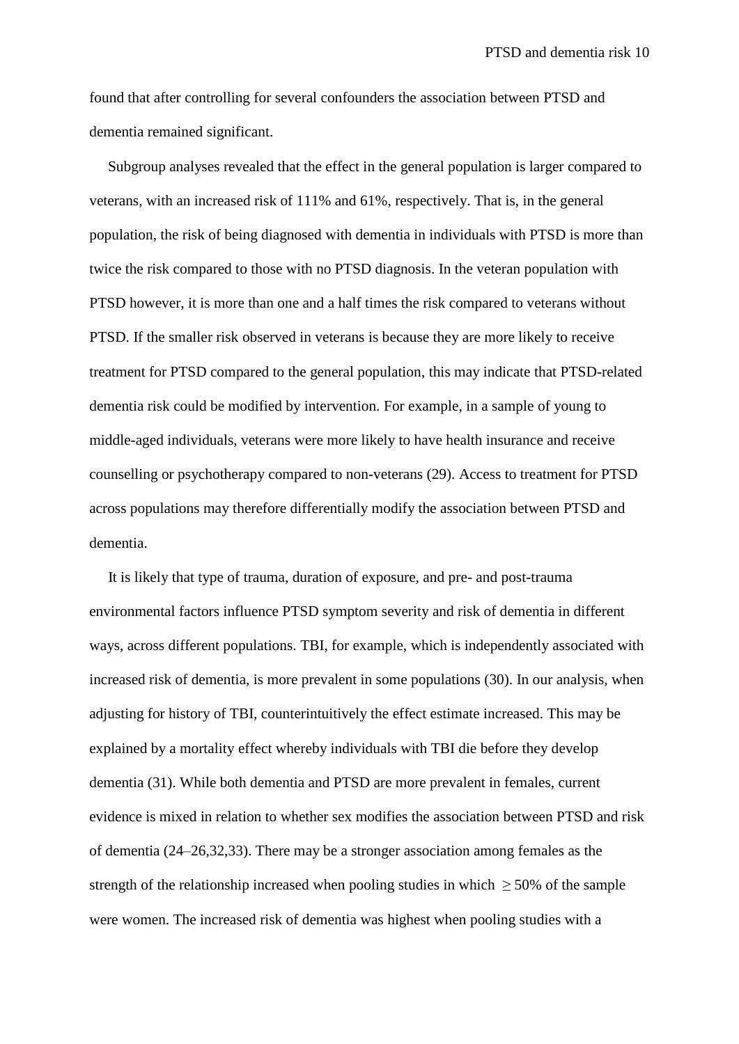found that after controlling for several confounders the association between PTSD and dementia remained significant.

Subgroup analyses revealed that the effect in the general population is larger compared to veterans, with an increased risk of 111% and 61%, respectively. That is, in the general population, the risk of being diagnosed with dementia in individuals with PTSD is more than twice the risk compared to those with no PTSD diagnosis. In the veteran population with PTSD however, it is more than one and a half times the risk compared to veterans without PTSD. If the smaller risk observed in veterans is because they are more likely to receive treatment for PTSD compared to the general population, this may indicate that PTSD-related dementia risk could be modified by intervention. For example, in a sample of young to middle-aged individuals, veterans were more likely to have health insurance and receive counselling or psychotherapy compared to non-veterans (29). Access to treatment for PTSD across populations may therefore differentially modify the association between PTSD and dementia.

It is likely that type of trauma, duration of exposure, and pre- and post-trauma environmental factors influence PTSD symptom severity and risk of dementia in different ways, across different populations. TBI, for example, which is independently associated with increased risk of dementia, is more prevalent in some populations (30). In our analysis, when adjusting for history of TBI, counterintuitively the effect estimate increased. This may be explained by a mortality effect whereby individuals with TBI die before they develop dementia (31). While both dementia and PTSD are more prevalent in females, current evidence is mixed in relation to whether sex modifies the association between PTSD and risk of dementia (24–26,32,33). There may be a stronger association among females as the strength of the relationship increased when pooling studies in which $\geq 50\%$ of the sample were women. The increased risk of dementia was highest when pooling studies with a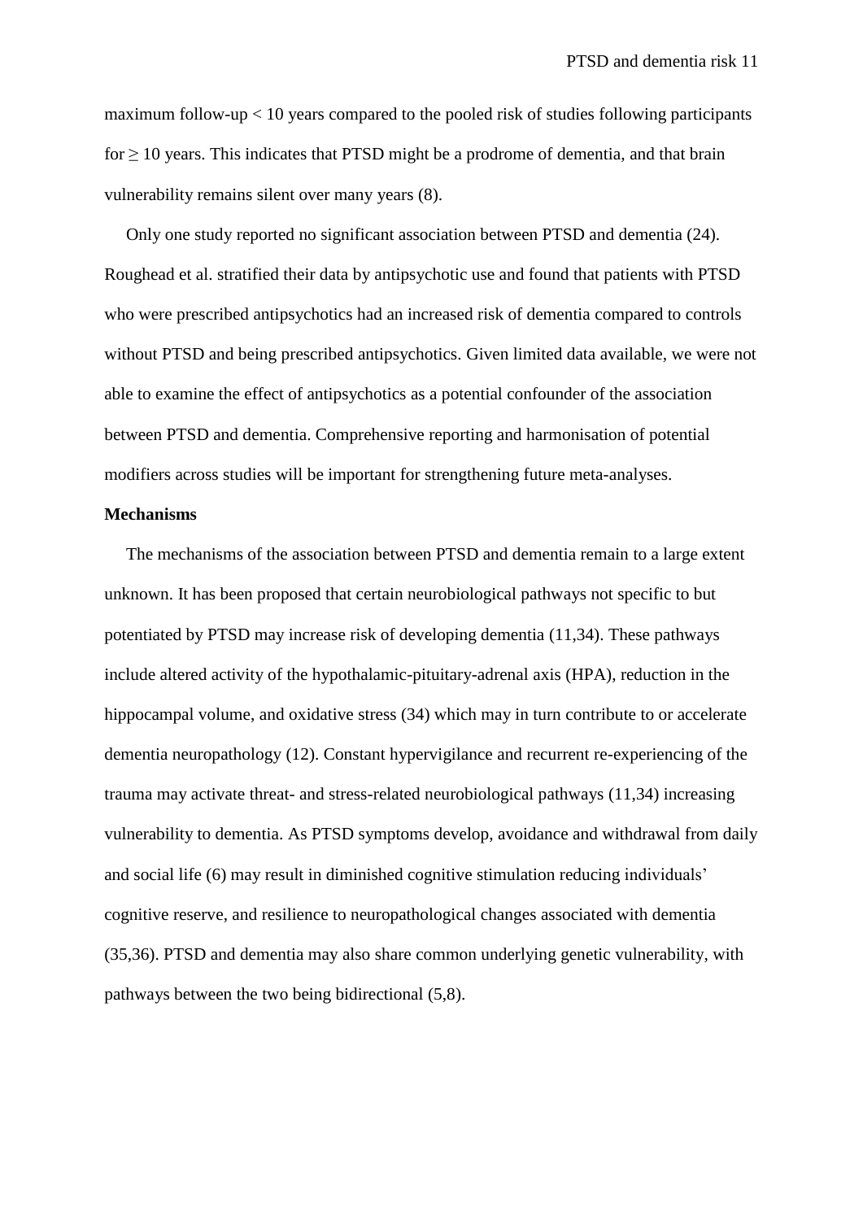maximum follow-up < 10 years compared to the pooled risk of studies following participants for ≥ 10 years. This indicates that PTSD might be a prodrome of dementia, and that brain vulnerability remains silent over many years (8).

Only one study reported no significant association between PTSD and dementia (24). Roughead et al. stratified their data by antipsychotic use and found that patients with PTSD who were prescribed antipsychotics had an increased risk of dementia compared to controls without PTSD and being prescribed antipsychotics. Given limited data available, we were not able to examine the effect of antipsychotics as a potential confounder of the association between PTSD and dementia. Comprehensive reporting and harmonisation of potential modifiers across studies will be important for strengthening future meta-analyses.

**Mechanisms**

The mechanisms of the association between PTSD and dementia remain to a large extent unknown. It has been proposed that certain neurobiological pathways not specific to but potentiated by PTSD may increase risk of developing dementia (11,34). These pathways include altered activity of the hypothalamic-pituitary-adrenal axis (HPA), reduction in the hippocampal volume, and oxidative stress (34) which may in turn contribute to or accelerate dementia neuropathology (12). Constant hypervigilance and recurrent re-experiencing of the trauma may activate threat- and stress-related neurobiological pathways (11,34) increasing vulnerability to dementia. As PTSD symptoms develop, avoidance and withdrawal from daily and social life (6) may result in diminished cognitive stimulation reducing individuals' cognitive reserve, and resilience to neuropathological changes associated with dementia (35,36). PTSD and dementia may also share common underlying genetic vulnerability, with pathways between the two being bidirectional (5,8).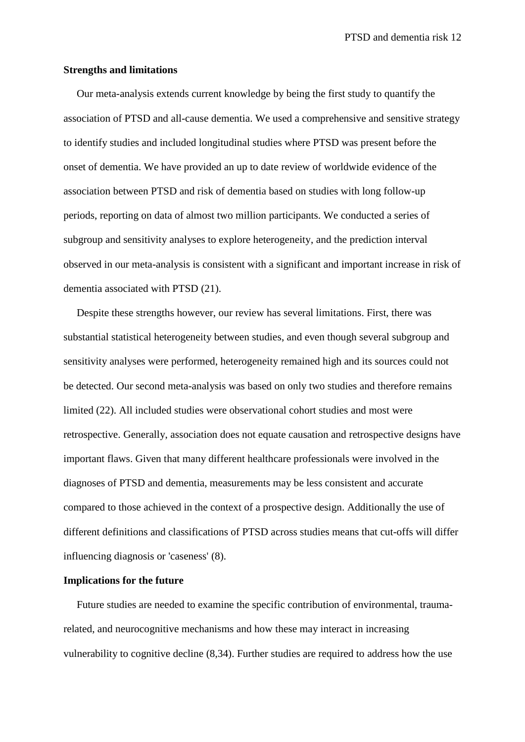**Strengths and limitations**

Our meta-analysis extends current knowledge by being the first study to quantify the association of PTSD and all-cause dementia. We used a comprehensive and sensitive strategy to identify studies and included longitudinal studies where PTSD was present before the onset of dementia. We have provided an up to date review of worldwide evidence of the association between PTSD and risk of dementia based on studies with long follow-up periods, reporting on data of almost two million participants. We conducted a series of subgroup and sensitivity analyses to explore heterogeneity, and the prediction interval observed in our meta-analysis is consistent with a significant and important increase in risk of dementia associated with PTSD (21).

Despite these strengths however, our review has several limitations. First, there was substantial statistical heterogeneity between studies, and even though several subgroup and sensitivity analyses were performed, heterogeneity remained high and its sources could not be detected. Our second meta-analysis was based on only two studies and therefore remains limited (22). All included studies were observational cohort studies and most were retrospective. Generally, association does not equate causation and retrospective designs have important flaws. Given that many different healthcare professionals were involved in the diagnoses of PTSD and dementia, measurements may be less consistent and accurate compared to those achieved in the context of a prospective design. Additionally the use of different definitions and classifications of PTSD across studies means that cut-offs will differ influencing diagnosis or 'caseness' (8).

**Implications for the future**

Future studies are needed to examine the specific contribution of environmental, trauma-related, and neurocognitive mechanisms and how these may interact in increasing vulnerability to cognitive decline (8,34). Further studies are required to address how the use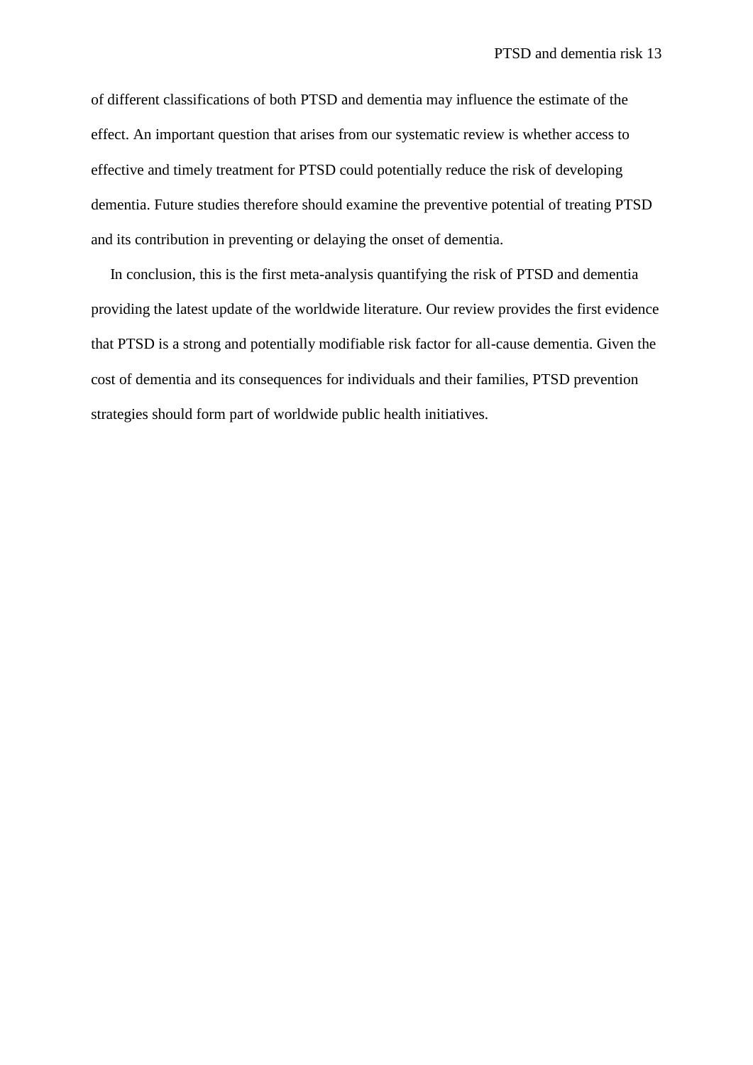of different classifications of both PTSD and dementia may influence the estimate of the effect. An important question that arises from our systematic review is whether access to effective and timely treatment for PTSD could potentially reduce the risk of developing dementia. Future studies therefore should examine the preventive potential of treating PTSD and its contribution in preventing or delaying the onset of dementia.

In conclusion, this is the first meta-analysis quantifying the risk of PTSD and dementia providing the latest update of the worldwide literature. Our review provides the first evidence that PTSD is a strong and potentially modifiable risk factor for all-cause dementia. Given the cost of dementia and its consequences for individuals and their families, PTSD prevention strategies should form part of worldwide public health initiatives.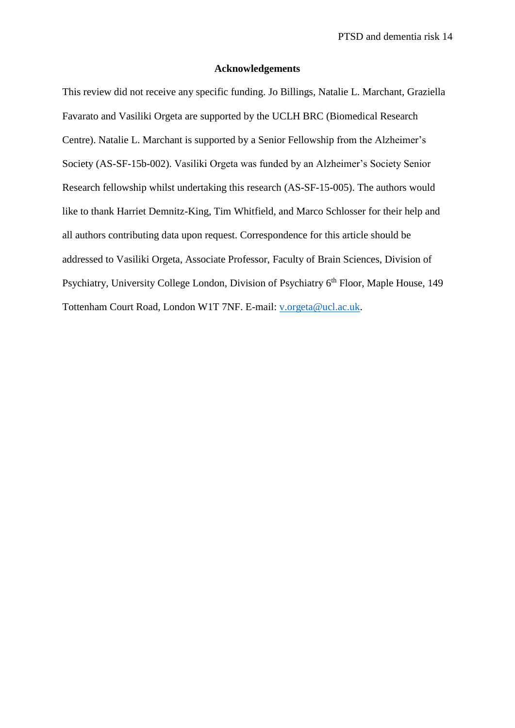## Acknowledgements

This review did not receive any specific funding. Jo Billings, Natalie L. Marchant, Graziella Favarato and Vasiliki Orgeta are supported by the UCLH BRC (Biomedical Research Centre). Natalie L. Marchant is supported by a Senior Fellowship from the Alzheimer's Society (AS-SF-15b-002). Vasiliki Orgeta was funded by an Alzheimer's Society Senior Research fellowship whilst undertaking this research (AS-SF-15-005). The authors would like to thank Harriet Demnitz-King, Tim Whitfield, and Marco Schlosser for their help and all authors contributing data upon request. Correspondence for this article should be addressed to Vasiliki Orgeta, Associate Professor, Faculty of Brain Sciences, Division of Psychiatry, University College London, Division of Psychiatry 6th Floor, Maple House, 149 Tottenham Court Road, London W1T 7NF. E-mail: v.orgeta@ucl.ac.uk.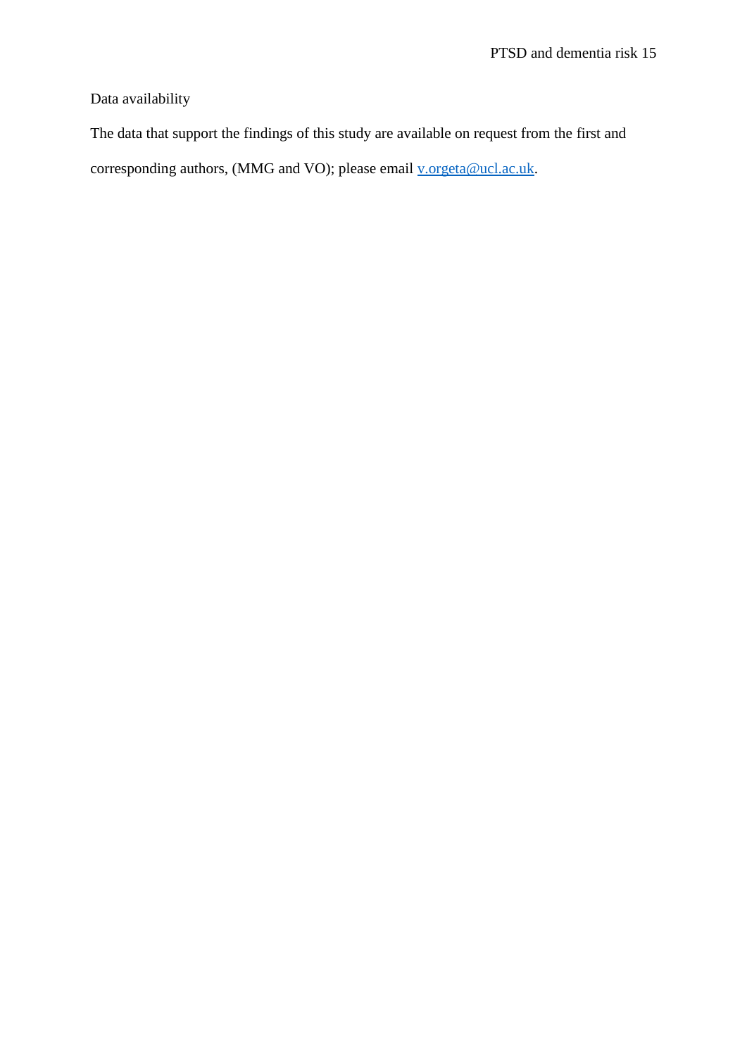## Data availability

The data that support the findings of this study are available on request from the first and corresponding authors, (MMG and VO); please email v.orgeta@ucl.ac.uk.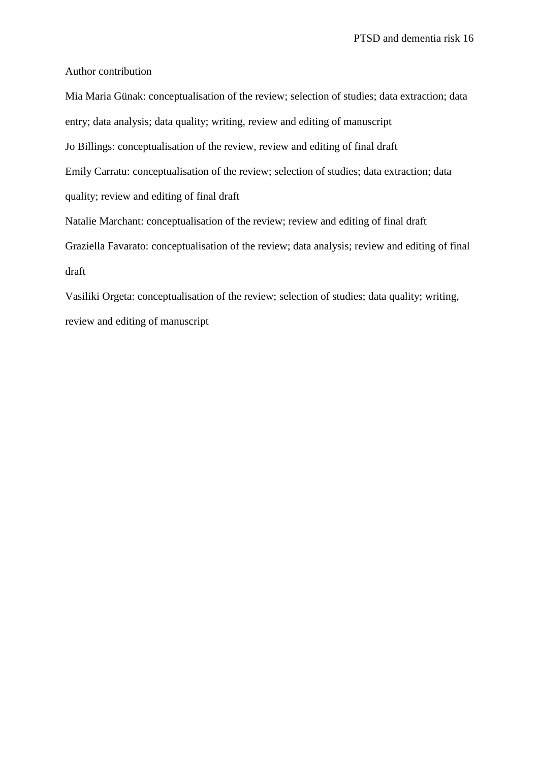Author contribution

Mia Maria Günak: conceptualisation of the review; selection of studies; data extraction; data entry; data analysis; data quality; writing, review and editing of manuscript

Jo Billings: conceptualisation of the review, review and editing of final draft

Emily Carratu: conceptualisation of the review; selection of studies; data extraction; data quality; review and editing of final draft

Natalie Marchant: conceptualisation of the review; review and editing of final draft

Graziella Favarato: conceptualisation of the review; data analysis; review and editing of final draft

Vasiliki Orgeta: conceptualisation of the review; selection of studies; data quality; writing, review and editing of manuscript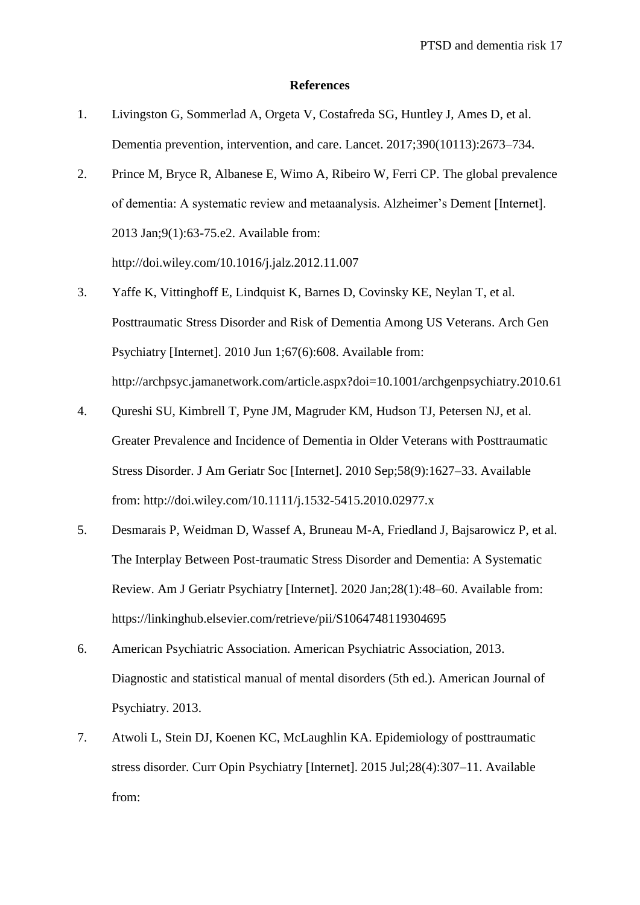## References

1. Livingston G, Sommerlad A, Orgeta V, Costafreda SG, Huntley J, Ames D, et al. Dementia prevention, intervention, and care. Lancet. 2017;390(10113):2673–734.
2. Prince M, Bryce R, Albanese E, Wimo A, Ribeiro W, Ferri CP. The global prevalence of dementia: A systematic review and metaanalysis. Alzheimer's Dement [Internet]. 2013 Jan;9(1):63-75.e2. Available from: http://doi.wiley.com/10.1016/j.jalz.2012.11.007
3. Yaffe K, Vittinghoff E, Lindquist K, Barnes D, Covinsky KE, Neylan T, et al. Posttraumatic Stress Disorder and Risk of Dementia Among US Veterans. Arch Gen Psychiatry [Internet]. 2010 Jun 1;67(6):608. Available from: http://archpsyc.jamanetwork.com/article.aspx?doi=10.1001/archgenpsychiatry.2010.61
4. Qureshi SU, Kimbrell T, Pyne JM, Magruder KM, Hudson TJ, Petersen NJ, et al. Greater Prevalence and Incidence of Dementia in Older Veterans with Posttraumatic Stress Disorder. J Am Geriatr Soc [Internet]. 2010 Sep;58(9):1627–33. Available from: http://doi.wiley.com/10.1111/j.1532-5415.2010.02977.x
5. Desmarais P, Weidman D, Wassef A, Bruneau M-A, Friedland J, Bajsarowicz P, et al. The Interplay Between Post-traumatic Stress Disorder and Dementia: A Systematic Review. Am J Geriatr Psychiatry [Internet]. 2020 Jan;28(1):48–60. Available from: https://linkinghub.elsevier.com/retrieve/pii/S1064748119304695
6. American Psychiatric Association. American Psychiatric Association, 2013. Diagnostic and statistical manual of mental disorders (5th ed.). American Journal of Psychiatry. 2013.
7. Atwoli L, Stein DJ, Koenen KC, McLaughlin KA. Epidemiology of posttraumatic stress disorder. Curr Opin Psychiatry [Internet]. 2015 Jul;28(4):307–11. Available from: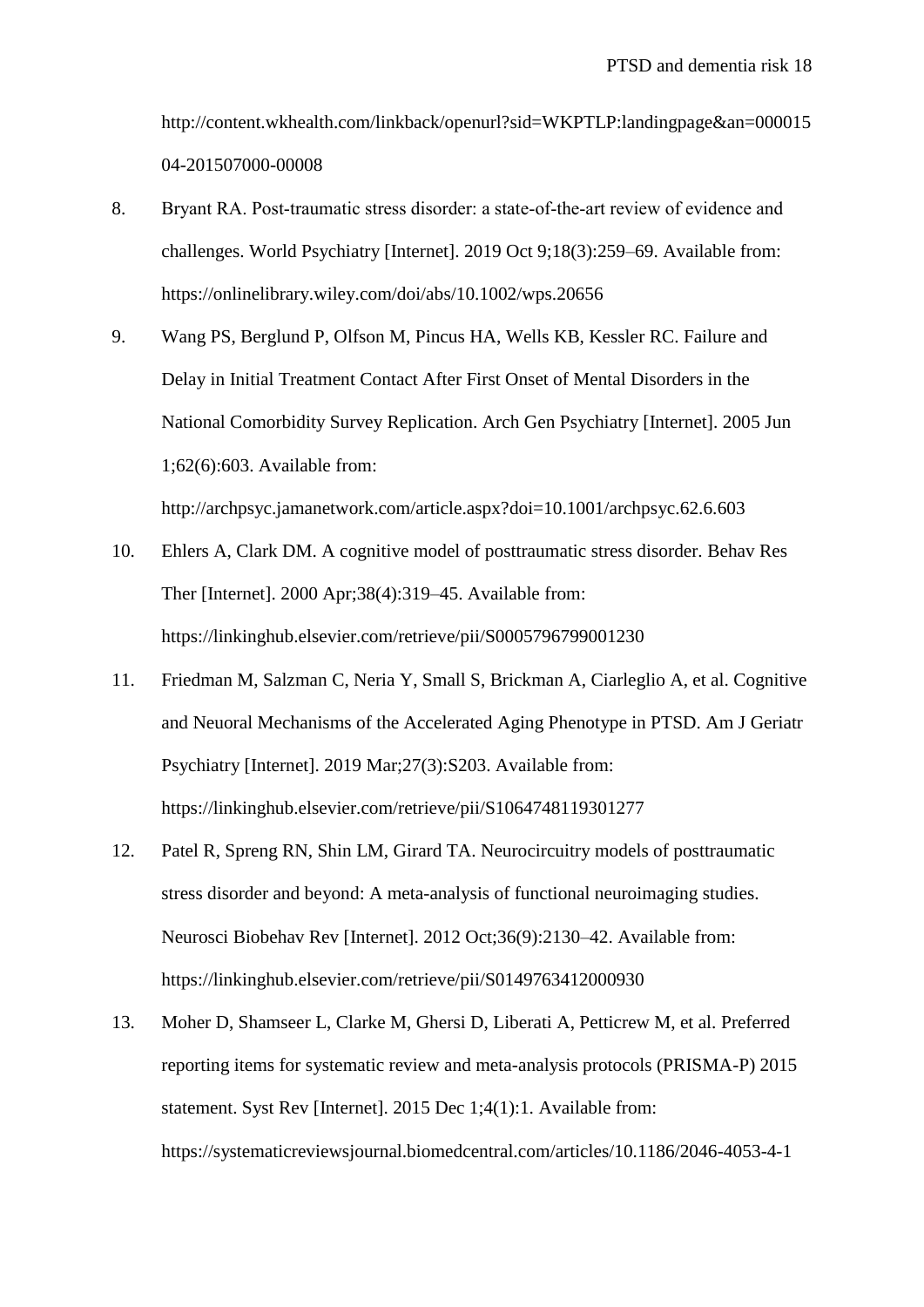http://content.wkhealth.com/linkback/openurl?sid=WKPTLP:landingpage&an=00001504-201507000-00008

8. Bryant RA. Post-traumatic stress disorder: a state-of-the-art review of evidence and challenges. World Psychiatry [Internet]. 2019 Oct 9;18(3):259–69. Available from: https://onlinelibrary.wiley.com/doi/abs/10.1002/wps.20656
9. Wang PS, Berglund P, Olfson M, Pincus HA, Wells KB, Kessler RC. Failure and Delay in Initial Treatment Contact After First Onset of Mental Disorders in the National Comorbidity Survey Replication. Arch Gen Psychiatry [Internet]. 2005 Jun 1;62(6):603. Available from: http://archpsyc.jamanetwork.com/article.aspx?doi=10.1001/archpsyc.62.6.603
10. Ehlers A, Clark DM. A cognitive model of posttraumatic stress disorder. Behav Res Ther [Internet]. 2000 Apr;38(4):319–45. Available from: https://linkinghub.elsevier.com/retrieve/pii/S0005796799001230
11. Friedman M, Salzman C, Neria Y, Small S, Brickman A, Ciarleglio A, et al. Cognitive and Neuoral Mechanisms of the Accelerated Aging Phenotype in PTSD. Am J Geriatr Psychiatry [Internet]. 2019 Mar;27(3):S203. Available from: https://linkinghub.elsevier.com/retrieve/pii/S1064748119301277
12. Patel R, Spreng RN, Shin LM, Girard TA. Neurocircuitry models of posttraumatic stress disorder and beyond: A meta-analysis of functional neuroimaging studies. Neurosci Biobehav Rev [Internet]. 2012 Oct;36(9):2130–42. Available from: https://linkinghub.elsevier.com/retrieve/pii/S0149763412000930
13. Moher D, Shamseer L, Clarke M, Ghersi D, Liberati A, Petticrew M, et al. Preferred reporting items for systematic review and meta-analysis protocols (PRISMA-P) 2015 statement. Syst Rev [Internet]. 2015 Dec 1;4(1):1. Available from: https://systematicreviewsjournal.biomedcentral.com/articles/10.1186/2046-4053-4-1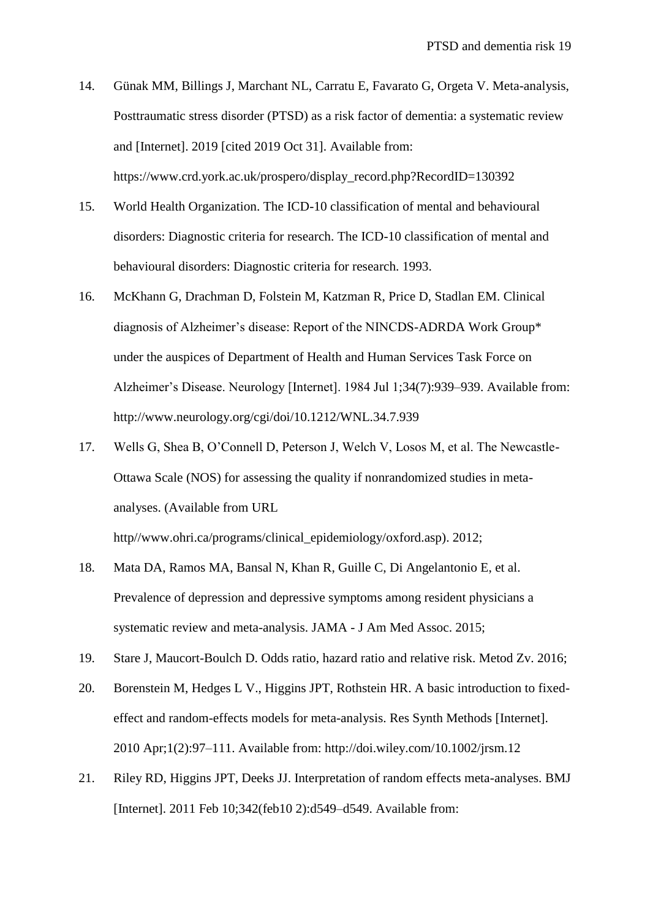14. Günak MM, Billings J, Marchant NL, Carratu E, Favarato G, Orgeta V. Meta-analysis, Posttraumatic stress disorder (PTSD) as a risk factor of dementia: a systematic review and [Internet]. 2019 [cited 2019 Oct 31]. Available from: https://www.crd.york.ac.uk/prospero/display_record.php?RecordID=130392
15. World Health Organization. The ICD-10 classification of mental and behavioural disorders: Diagnostic criteria for research. The ICD-10 classification of mental and behavioural disorders: Diagnostic criteria for research. 1993.
16. McKhann G, Drachman D, Folstein M, Katzman R, Price D, Stadlan EM. Clinical diagnosis of Alzheimer's disease: Report of the NINCDS-ADRDA Work Group* under the auspices of Department of Health and Human Services Task Force on Alzheimer's Disease. Neurology [Internet]. 1984 Jul 1;34(7):939–939. Available from: http://www.neurology.org/cgi/doi/10.1212/WNL.34.7.939
17. Wells G, Shea B, O'Connell D, Peterson J, Welch V, Losos M, et al. The Newcastle-Ottawa Scale (NOS) for assessing the quality if nonrandomized studies in meta-analyses. (Available from URL http//www.ohri.ca/programs/clinical_epidemiology/oxford.asp). 2012;
18. Mata DA, Ramos MA, Bansal N, Khan R, Guille C, Di Angelantonio E, et al. Prevalence of depression and depressive symptoms among resident physicians a systematic review and meta-analysis. JAMA - J Am Med Assoc. 2015;
19. Stare J, Maucort-Boulch D. Odds ratio, hazard ratio and relative risk. Metod Zv. 2016;
20. Borenstein M, Hedges L V., Higgins JPT, Rothstein HR. A basic introduction to fixed-effect and random-effects models for meta-analysis. Res Synth Methods [Internet]. 2010 Apr;1(2):97–111. Available from: http://doi.wiley.com/10.1002/jrsm.12
21. Riley RD, Higgins JPT, Deeks JJ. Interpretation of random effects meta-analyses. BMJ [Internet]. 2011 Feb 10;342(feb10 2):d549–d549. Available from: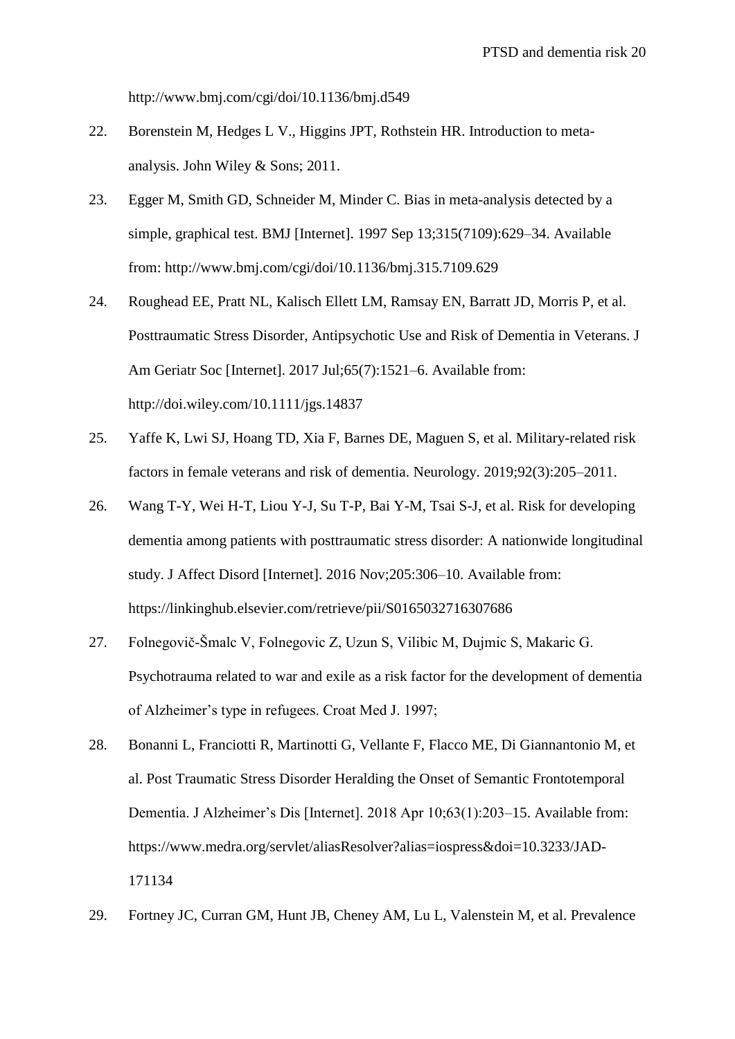http://www.bmj.com/cgi/doi/10.1136/bmj.d549

22. Borenstein M, Hedges L V., Higgins JPT, Rothstein HR. Introduction to meta-analysis. John Wiley & Sons; 2011.
23. Egger M, Smith GD, Schneider M, Minder C. Bias in meta-analysis detected by a simple, graphical test. BMJ [Internet]. 1997 Sep 13;315(7109):629–34. Available from: http://www.bmj.com/cgi/doi/10.1136/bmj.315.7109.629
24. Roughead EE, Pratt NL, Kalisch Ellett LM, Ramsay EN, Barratt JD, Morris P, et al. Posttraumatic Stress Disorder, Antipsychotic Use and Risk of Dementia in Veterans. J Am Geriatr Soc [Internet]. 2017 Jul;65(7):1521–6. Available from: http://doi.wiley.com/10.1111/jgs.14837
25. Yaffe K, Lwi SJ, Hoang TD, Xia F, Barnes DE, Maguen S, et al. Military-related risk factors in female veterans and risk of dementia. Neurology. 2019;92(3):205–2011.
26. Wang T-Y, Wei H-T, Liou Y-J, Su T-P, Bai Y-M, Tsai S-J, et al. Risk for developing dementia among patients with posttraumatic stress disorder: A nationwide longitudinal study. J Affect Disord [Internet]. 2016 Nov;205:306–10. Available from: https://linkinghub.elsevier.com/retrieve/pii/S0165032716307686
27. Folnegovič-Šmalc V, Folnegovic Z, Uzun S, Vilibic M, Dujmic S, Makaric G. Psychotrauma related to war and exile as a risk factor for the development of dementia of Alzheimer's type in refugees. Croat Med J. 1997;
28. Bonanni L, Franciotti R, Martinotti G, Vellante F, Flacco ME, Di Giannantonio M, et al. Post Traumatic Stress Disorder Heralding the Onset of Semantic Frontotemporal Dementia. J Alzheimer's Dis [Internet]. 2018 Apr 10;63(1):203–15. Available from: https://www.medra.org/servlet/aliasResolver?alias=iospress&doi=10.3233/JAD-171134
29. Fortney JC, Curran GM, Hunt JB, Cheney AM, Lu L, Valenstein M, et al. Prevalence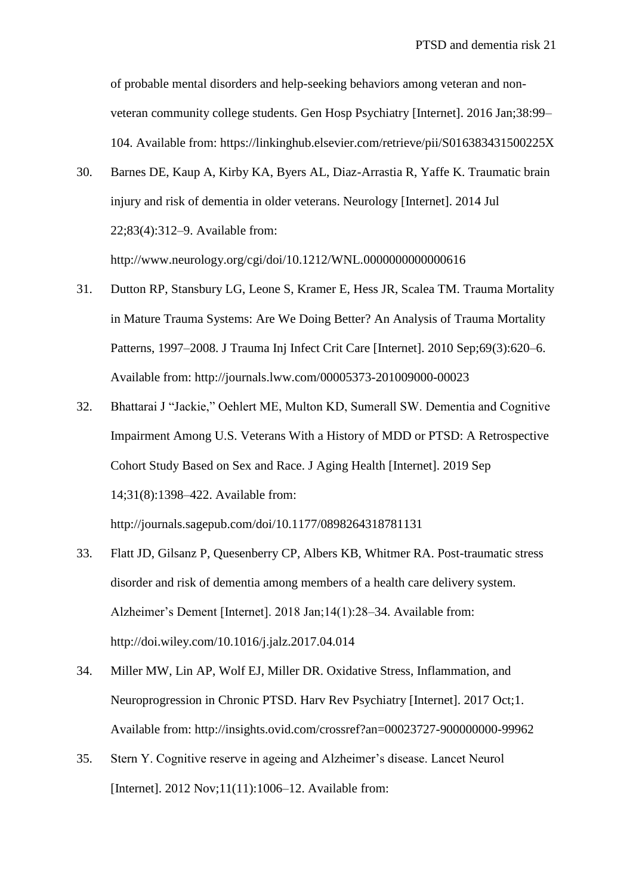of probable mental disorders and help-seeking behaviors among veteran and non-veteran community college students. Gen Hosp Psychiatry [Internet]. 2016 Jan;38:99–104. Available from: https://linkinghub.elsevier.com/retrieve/pii/S016383431500225X

30. Barnes DE, Kaup A, Kirby KA, Byers AL, Diaz-Arrastia R, Yaffe K. Traumatic brain injury and risk of dementia in older veterans. Neurology [Internet]. 2014 Jul 22;83(4):312–9. Available from: http://www.neurology.org/cgi/doi/10.1212/WNL.0000000000000616

31. Dutton RP, Stansbury LG, Leone S, Kramer E, Hess JR, Scalea TM. Trauma Mortality in Mature Trauma Systems: Are We Doing Better? An Analysis of Trauma Mortality Patterns, 1997–2008. J Trauma Inj Infect Crit Care [Internet]. 2010 Sep;69(3):620–6. Available from: http://journals.lww.com/00005373-201009000-00023

32. Bhattarai J "Jackie," Oehlert ME, Multon KD, Sumerall SW. Dementia and Cognitive Impairment Among U.S. Veterans With a History of MDD or PTSD: A Retrospective Cohort Study Based on Sex and Race. J Aging Health [Internet]. 2019 Sep 14;31(8):1398–422. Available from: http://journals.sagepub.com/doi/10.1177/0898264318781131

33. Flatt JD, Gilsanz P, Quesenberry CP, Albers KB, Whitmer RA. Post-traumatic stress disorder and risk of dementia among members of a health care delivery system. Alzheimer's Dement [Internet]. 2018 Jan;14(1):28–34. Available from: http://doi.wiley.com/10.1016/j.jalz.2017.04.014

34. Miller MW, Lin AP, Wolf EJ, Miller DR. Oxidative Stress, Inflammation, and Neuroprogression in Chronic PTSD. Harv Rev Psychiatry [Internet]. 2017 Oct;1. Available from: http://insights.ovid.com/crossref?an=00023727-900000000-99962

35. Stern Y. Cognitive reserve in ageing and Alzheimer's disease. Lancet Neurol [Internet]. 2012 Nov;11(11):1006–12. Available from: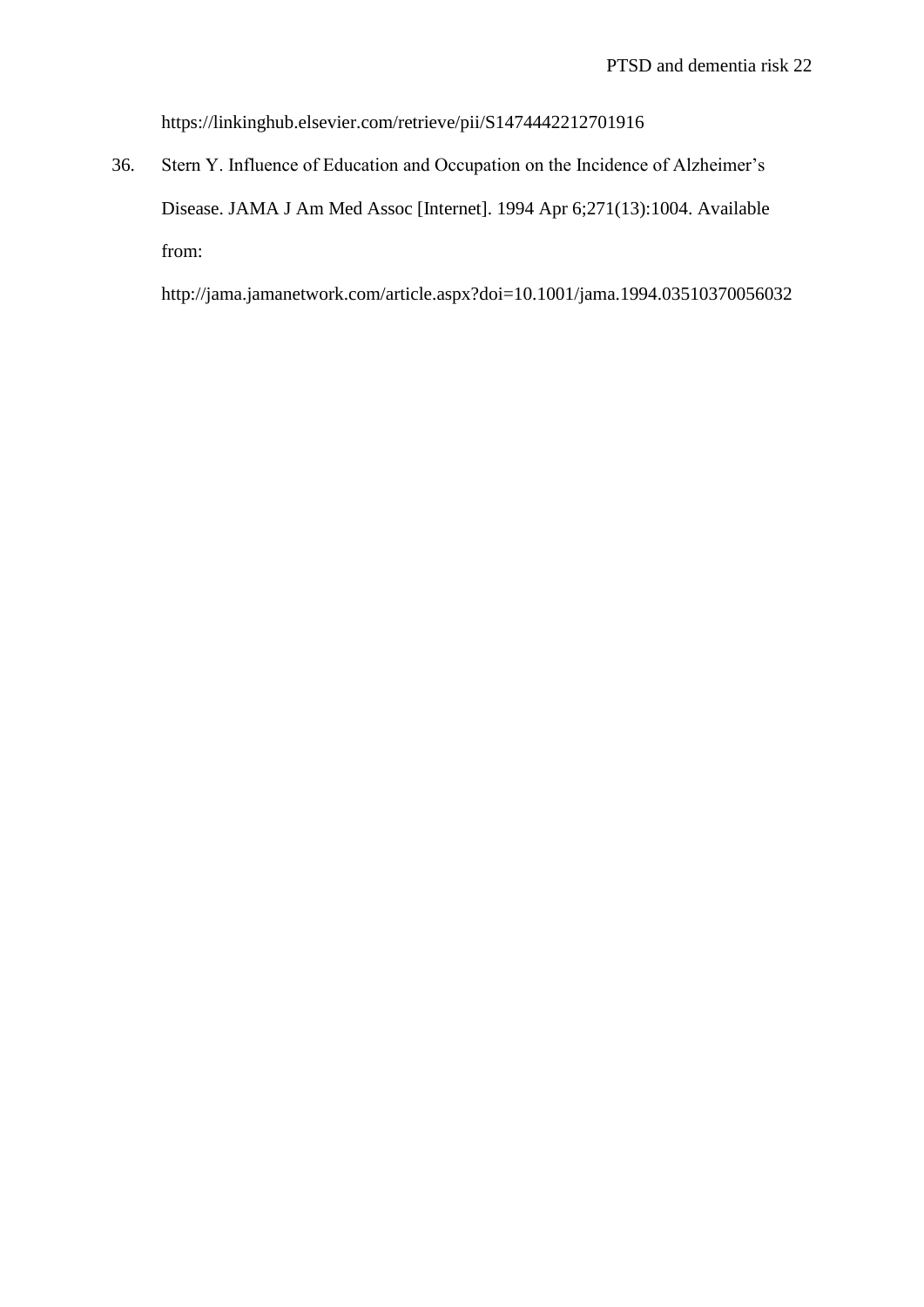https://linkinghub.elsevier.com/retrieve/pii/S1474442212701916

36. Stern Y. Influence of Education and Occupation on the Incidence of Alzheimer's Disease. JAMA J Am Med Assoc [Internet]. 1994 Apr 6;271(13):1004. Available from: http://jama.jamanetwork.com/article.aspx?doi=10.1001/jama.1994.03510370056032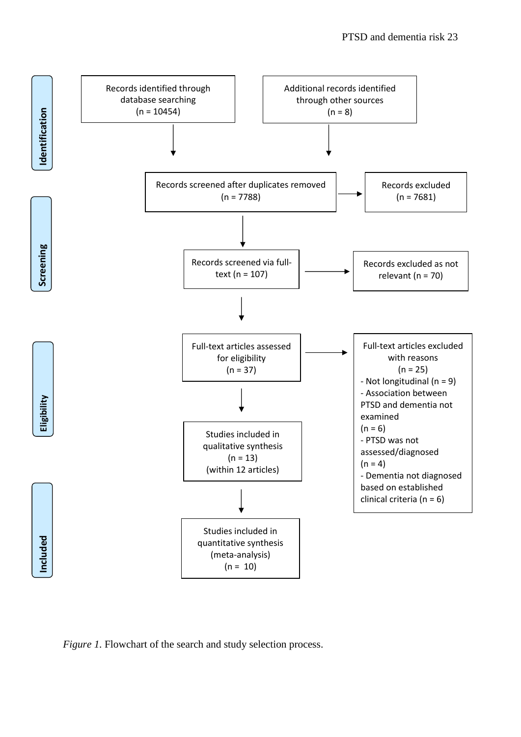**Identification**

Records identified through database searching
(n = 10454)

Additional records identified through other sources
(n = 8)

**Screening**

Records screened after duplicates removed
(n = 7788)

Records excluded
(n = 7681)

Records screened via full-text (n = 107)

Records excluded as not relevant (n = 70)

**Eligibility**

Full-text articles assessed for eligibility
(n = 37)

Full-text articles excluded with reasons
(n = 25)
- Not longitudinal (n = 9)
- Association between PTSD and dementia not examined
(n = 6)
- PTSD was not assessed/diagnosed
(n = 4)
- Dementia not diagnosed based on established clinical criteria (n = 6)

Studies included in qualitative synthesis
(n = 13)
(within 12 articles)

**Included**

Studies included in quantitative synthesis
(meta-analysis)
(n = 10)

*Figure 1.* Flowchart of the search and study selection process.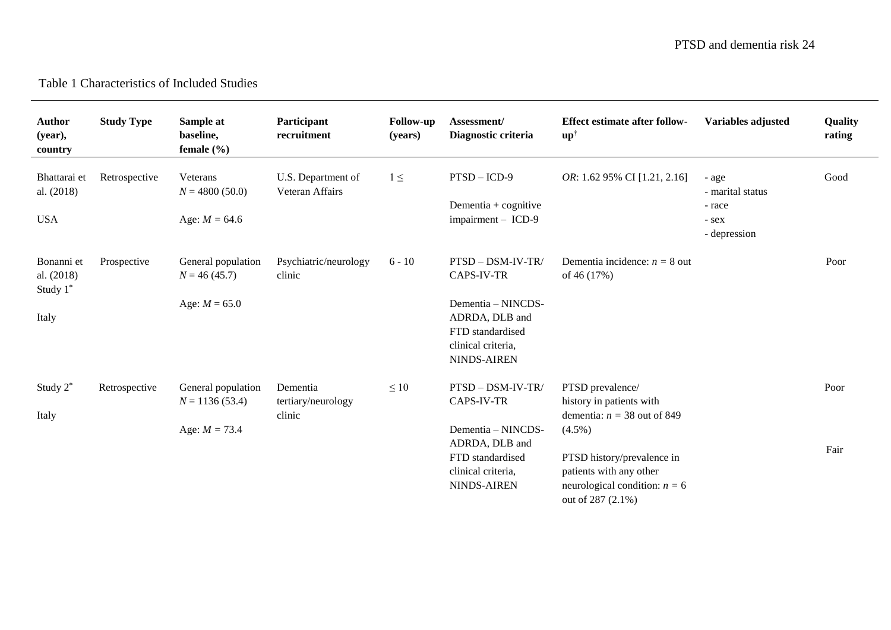Table 1 Characteristics of Included Studies

| Author (year), country | Study Type | Sample at baseline, female (%) | Participant recruitment | Follow-up (years) | Assessment/ Diagnostic criteria | Effect estimate after follow-up[†] | Variables adjusted | Quality rating |
|---|---|---|---|---|---|---|---|---|
| Bhattarai et al. (2018)<br><br>USA | Retrospective | Veterans<br>$N = 4800$ (50.0)<br><br>Age: $M = 64.6$ | U.S. Department of Veteran Affairs | $1 \leq$ | PTSD – ICD-9<br><br>Dementia + cognitive impairment – ICD-9 | *OR*: 1.62 95% CI [1.21, 2.16] | - age<br>- marital status<br>- race<br>- sex<br>- depression | Good |
| Bonanni et al. (2018) Study 1[*]<br><br>Italy | Prospective | General population<br>$N = 46$ (45.7)<br><br>Age: $M = 65.0$ | Psychiatric/neurology clinic | 6 - 10 | PTSD – DSM-IV-TR/ CAPS-IV-TR<br><br>Dementia – NINCDS-ADRDA, DLB and FTD standardised clinical criteria, NINDS-AIREN | Dementia incidence: $n = 8$ out of 46 (17%) | | Poor |
| Study 2[*]<br><br>Italy | Retrospective | General population<br>$N = 1136$ (53.4)<br><br>Age: $M = 73.4$ | Dementia tertiary/neurology clinic | $\leq 10$ | PTSD – DSM-IV-TR/ CAPS-IV-TR<br><br>Dementia – NINCDS-ADRDA, DLB and FTD standardised clinical criteria, NINDS-AIREN | PTSD prevalence/ history in patients with dementia: $n = 38$ out of 849 (4.5%)<br><br>PTSD history/prevalence in patients with any other neurological condition: $n = 6$ out of 287 (2.1%) | | Poor<br><br>Fair |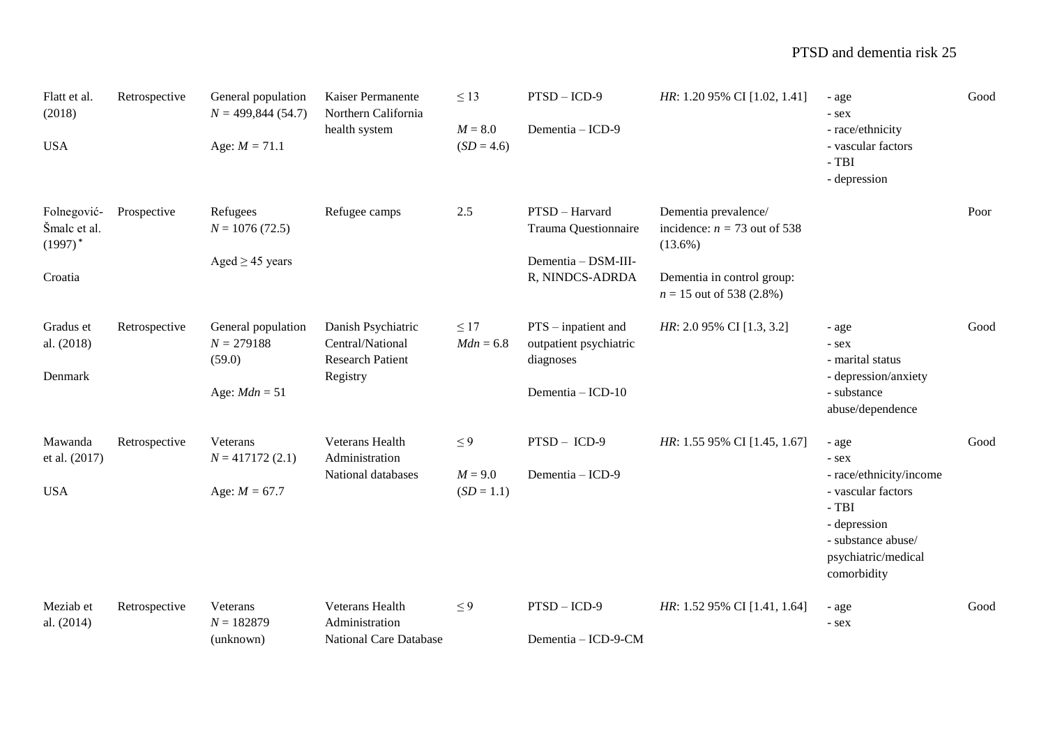| | | | | | | | | |
|---|---|---|---|---|---|---|---|---|
| Flatt et al. (2018)<br><br>USA | Retrospective | General population<br>$N$ = 499,844 (54.7)<br><br>Age: $M$ = 71.1 | Kaiser Permanente Northern California health system | ≤ 13<br><br>$M$ = 8.0 ($SD$ = 4.6) | PTSD – ICD-9<br><br>Dementia – ICD-9 | *HR*: 1.20 95% CI [1.02, 1.41] | - age<br>- sex<br>- race/ethnicity<br>- vascular factors<br>- TBI<br>- depression | Good |
| Folnegović-Šmalc et al. (1997)*<br><br>Croatia | Prospective | Refugees<br>$N$ = 1076 (72.5)<br><br>Aged ≥ 45 years | Refugee camps | 2.5 | PTSD – Harvard Trauma Questionnaire<br><br>Dementia – DSM-III-R, NINDCS-ADRDA | Dementia prevalence/ incidence: $n$ = 73 out of 538 (13.6%)<br><br>Dementia in control group: $n$ = 15 out of 538 (2.8%) | | Poor |
| Gradus et al. (2018)<br><br>Denmark | Retrospective | General population<br>$N$ = 279188 (59.0)<br><br>Age: $Mdn$ = 51 | Danish Psychiatric Central/National Research Patient Registry | ≤ 17<br>$Mdn$ = 6.8 | PTS – inpatient and outpatient psychiatric diagnoses<br><br>Dementia – ICD-10 | *HR*: 2.0 95% CI [1.3, 3.2] | - age<br>- sex<br>- marital status<br>- depression/anxiety<br>- substance abuse/dependence | Good |
| Mawanda et al. (2017)<br><br>USA | Retrospective | Veterans<br>$N$ = 417172 (2.1)<br><br>Age: $M$ = 67.7 | Veterans Health Administration National databases | ≤ 9<br><br>$M$ = 9.0 ($SD$ = 1.1) | PTSD – ICD-9<br><br>Dementia – ICD-9 | *HR*: 1.55 95% CI [1.45, 1.67] | - age<br>- sex<br>- race/ethnicity/income<br>- vascular factors<br>- TBI<br>- depression<br>- substance abuse/ psychiatric/medical comorbidity | Good |
| Meziab et al. (2014) | Retrospective | Veterans<br>$N$ = 182879 (unknown) | Veterans Health Administration National Care Database | ≤ 9 | PTSD – ICD-9<br><br>Dementia – ICD-9-CM | *HR*: 1.52 95% CI [1.41, 1.64] | - age<br>- sex | Good |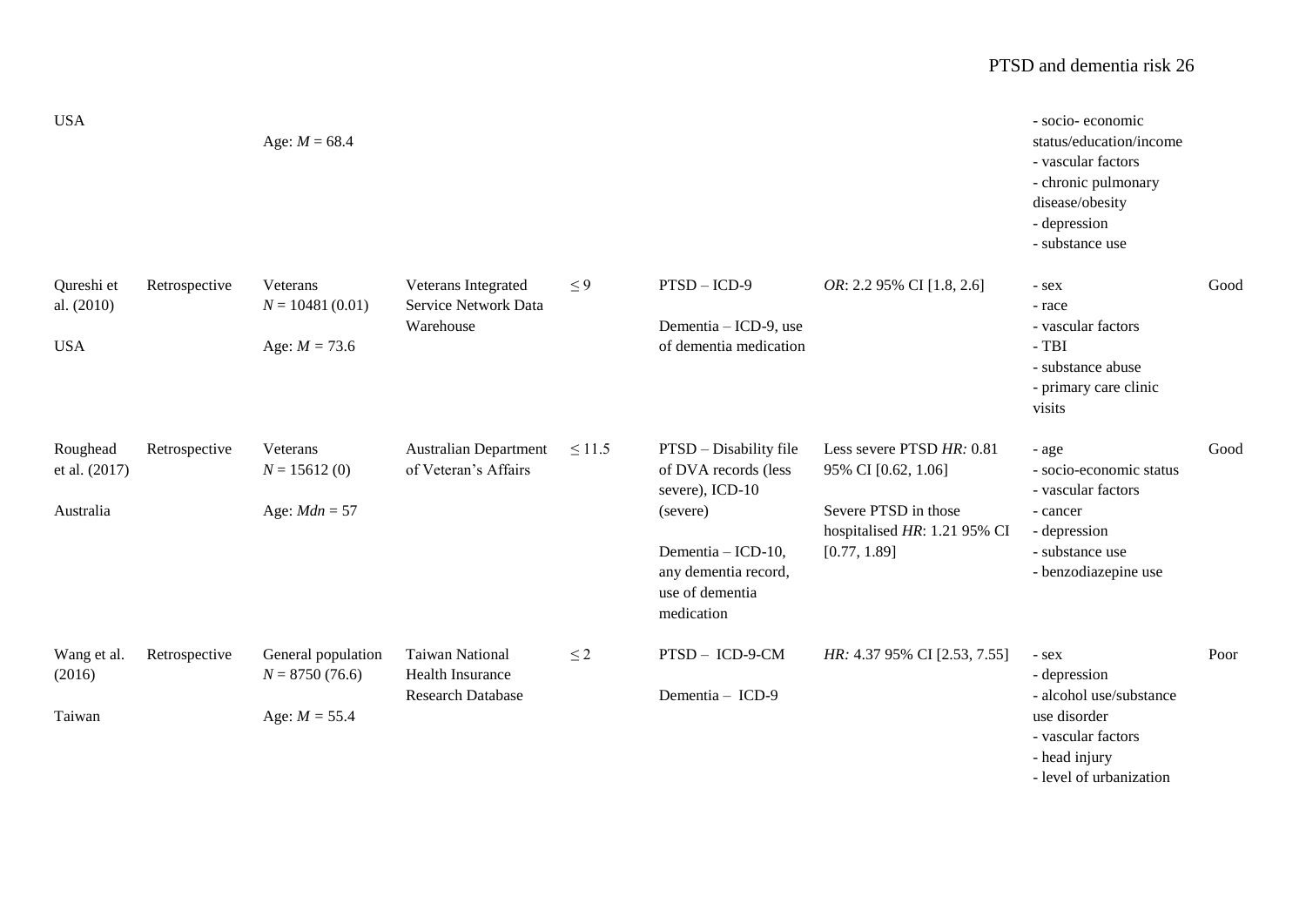| | | | | | | | | |
|---|---|---|---|---|---|---|---|---|
| USA | | Age: *M* = 68.4 | | | | | - socio- economic status/education/income<br>- vascular factors<br>- chronic pulmonary disease/obesity<br>- depression<br>- substance use | |
| Qureshi et al. (2010)<br><br>USA | Retrospective | Veterans<br>*N* = 10481 (0.01)<br><br>Age: *M* = 73.6 | Veterans Integrated Service Network Data Warehouse | ≤ 9 | PTSD – ICD-9<br><br>Dementia – ICD-9, use of dementia medication | *OR*: 2.2 95% CI [1.8, 2.6] | - sex<br>- race<br>- vascular factors<br>- TBI<br>- substance abuse<br>- primary care clinic visits | Good |
| Roughead et al. (2017)<br><br>Australia | Retrospective | Veterans<br>*N* = 15612 (0)<br><br>Age: *Mdn* = 57 | Australian Department of Veteran's Affairs | ≤ 11.5 | PTSD – Disability file of DVA records (less severe), ICD-10 (severe)<br><br>Dementia – ICD-10, any dementia record, use of dementia medication | Less severe PTSD *HR:* 0.81 95% CI [0.62, 1.06]<br><br>Severe PTSD in those hospitalised *HR*: 1.21 95% CI [0.77, 1.89] | - age<br>- socio-economic status<br>- vascular factors<br>- cancer<br>- depression<br>- substance use<br>- benzodiazepine use | Good |
| Wang et al. (2016)<br><br>Taiwan | Retrospective | General population<br>*N* = 8750 (76.6)<br><br>Age: *M* = 55.4 | Taiwan National Health Insurance Research Database | ≤ 2 | PTSD – ICD-9-CM<br><br>Dementia – ICD-9 | *HR:* 4.37 95% CI [2.53, 7.55] | - sex<br>- depression<br>- alcohol use/substance use disorder<br>- vascular factors<br>- head injury<br>- level of urbanization | Poor |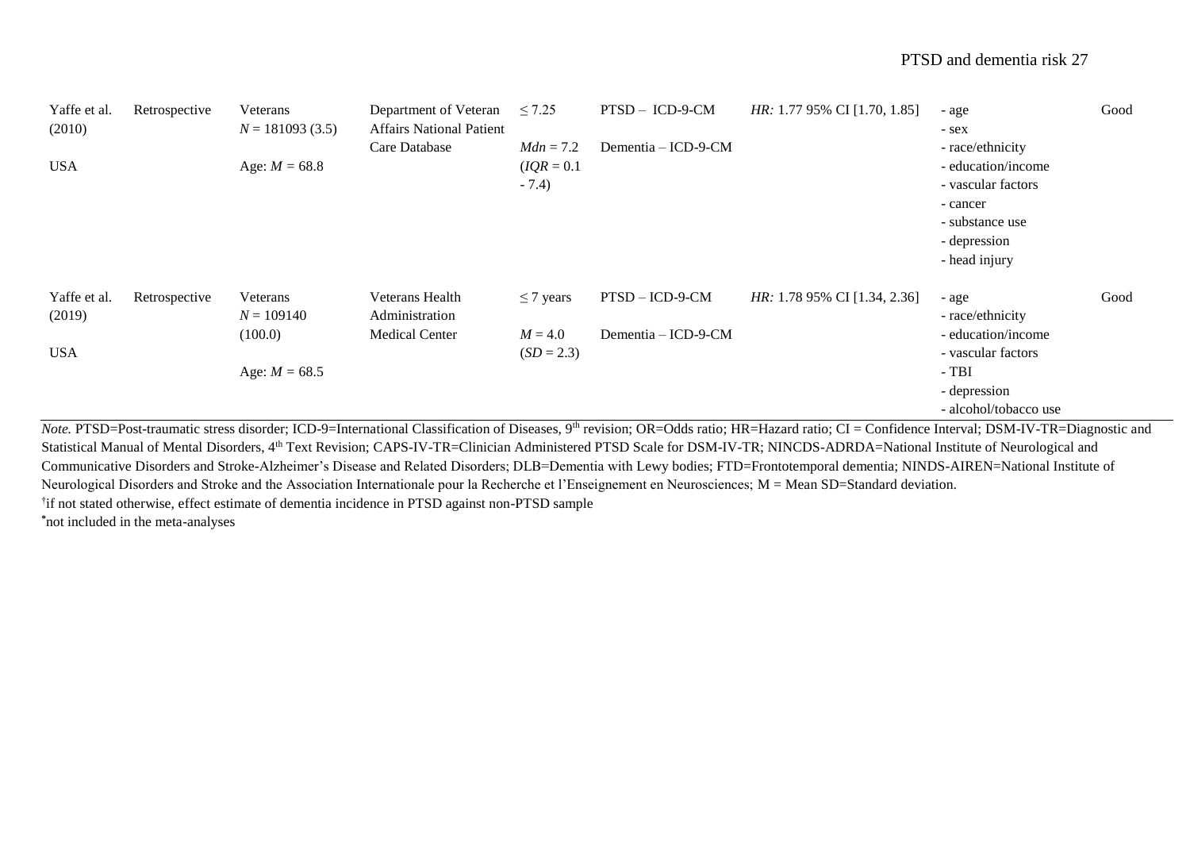| | | | | | | | | |
|---|---|---|---|---|---|---|---|---|
| Yaffe et al. (2010)<br><br>USA | Retrospective | Veterans<br>$N$ = 181093 (3.5)<br><br>Age: $M$ = 68.8 | Department of Veteran Affairs National Patient Care Database | ≤ 7.25<br><br>$Mdn$ = 7.2 ($IQR$ = 0.1 - 7.4) | PTSD – ICD-9-CM<br><br>Dementia – ICD-9-CM | *HR:* 1.77 95% CI [1.70, 1.85] | - age<br>- sex<br>- race/ethnicity<br>- education/income<br>- vascular factors<br>- cancer<br>- substance use<br>- depression<br>- head injury | Good |
| Yaffe et al. (2019)<br><br>USA | Retrospective | Veterans<br>$N$ = 109140 (100.0)<br><br>Age: $M$ = 68.5 | Veterans Health Administration Medical Center | ≤ 7 years<br><br>$M$ = 4.0 ($SD$ = 2.3) | PTSD – ICD-9-CM<br><br>Dementia – ICD-9-CM | *HR:* 1.78 95% CI [1.34, 2.36] | - age<br>- race/ethnicity<br>- education/income<br>- vascular factors<br>- TBI<br>- depression<br>- alcohol/tobacco use | Good |

*Note.* PTSD=Post-traumatic stress disorder; ICD-9=International Classification of Diseases, 9th revision; OR=Odds ratio; HR=Hazard ratio; CI = Confidence Interval; DSM-IV-TR=Diagnostic and Statistical Manual of Mental Disorders, 4th Text Revision; CAPS-IV-TR=Clinician Administered PTSD Scale for DSM-IV-TR; NINCDS-ADRDA=National Institute of Neurological and Communicative Disorders and Stroke-Alzheimer's Disease and Related Disorders; DLB=Dementia with Lewy bodies; FTD=Frontotemporal dementia; NINDS-AIREN=National Institute of Neurological Disorders and Stroke and the Association Internationale pour la Recherche et l'Enseignement en Neurosciences; M = Mean SD=Standard deviation.

†if not stated otherwise, effect estimate of dementia incidence in PTSD against non-PTSD sample

*not included in the meta-analyses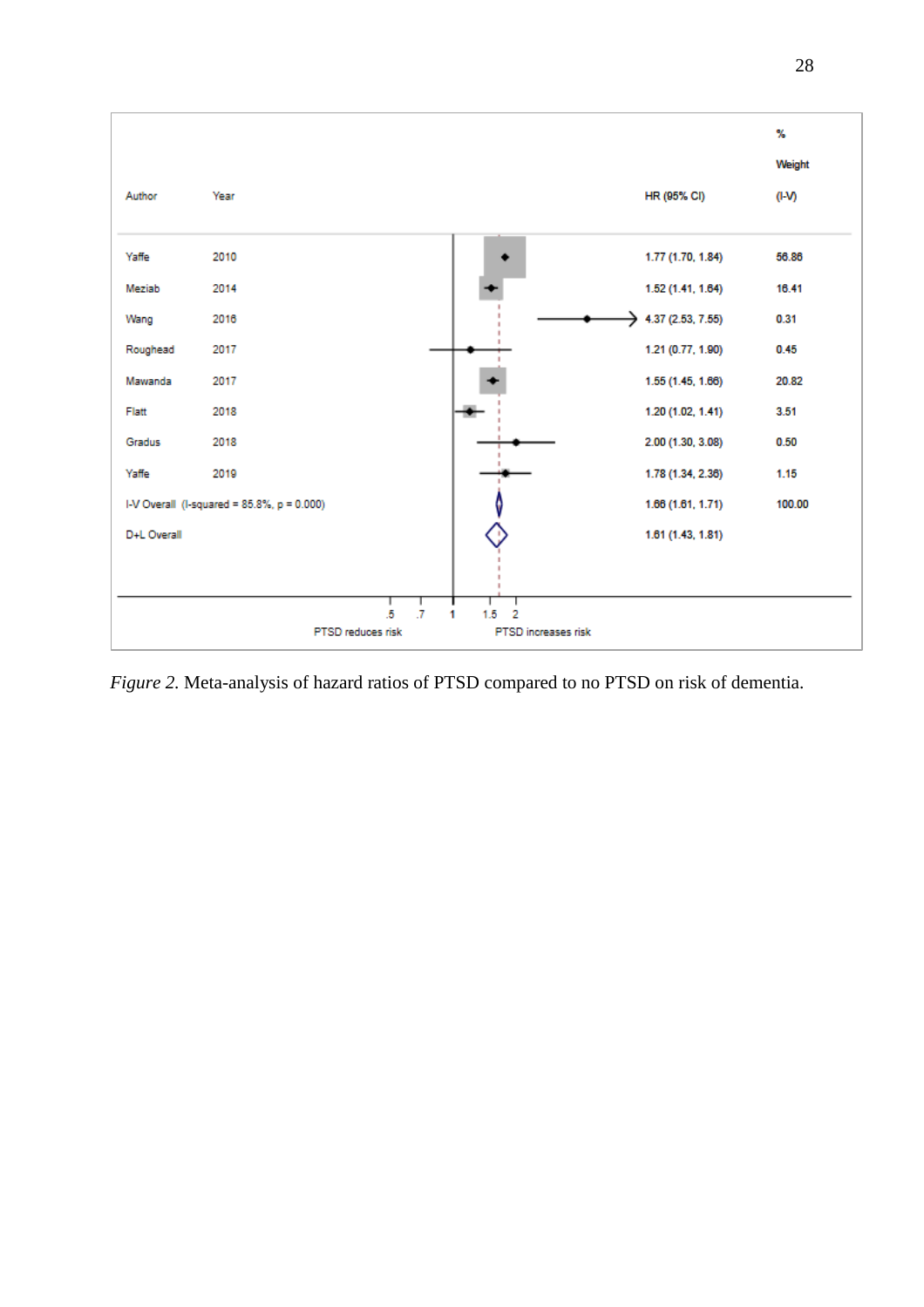| Author | Year | HR (95% CI) | % Weight (I-V) |
|---|---|---|---|
| Yaffe | 2010 | 1.77 (1.70, 1.84) | 56.86 |
| Meziab | 2014 | 1.52 (1.41, 1.64) | 16.41 |
| Wang | 2016 | 4.37 (2.53, 7.55) | 0.31 |
| Roughead | 2017 | 1.21 (0.77, 1.90) | 0.45 |
| Mawanda | 2017 | 1.55 (1.45, 1.66) | 20.82 |
| Flatt | 2018 | 1.20 (1.02, 1.41) | 3.51 |
| Gradus | 2018 | 2.00 (1.30, 3.08) | 0.50 |
| Yaffe | 2019 | 1.78 (1.34, 2.36) | 1.15 |
| I-V Overall (I-squared = 85.8%, p = 0.000) | | 1.66 (1.61, 1.71) | 100.00 |
| D+L Overall | | 1.61 (1.43, 1.81) | |

Axis: .5 .7 1 1.5 2 — PTSD reduces risk / PTSD increases risk

*Figure 2.* Meta-analysis of hazard ratios of PTSD compared to no PTSD on risk of dementia.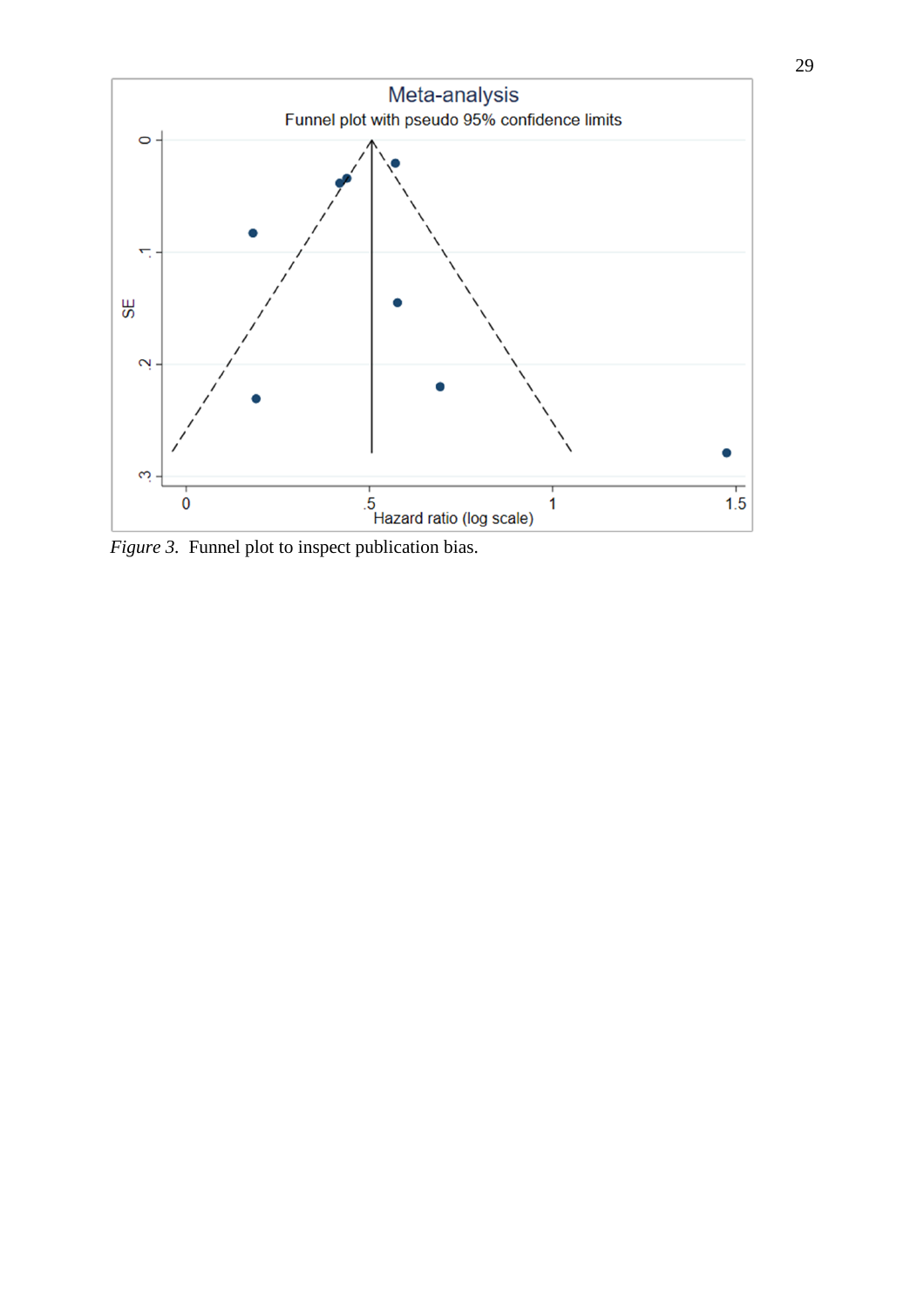*Figure 3.* Funnel plot to inspect publication bias.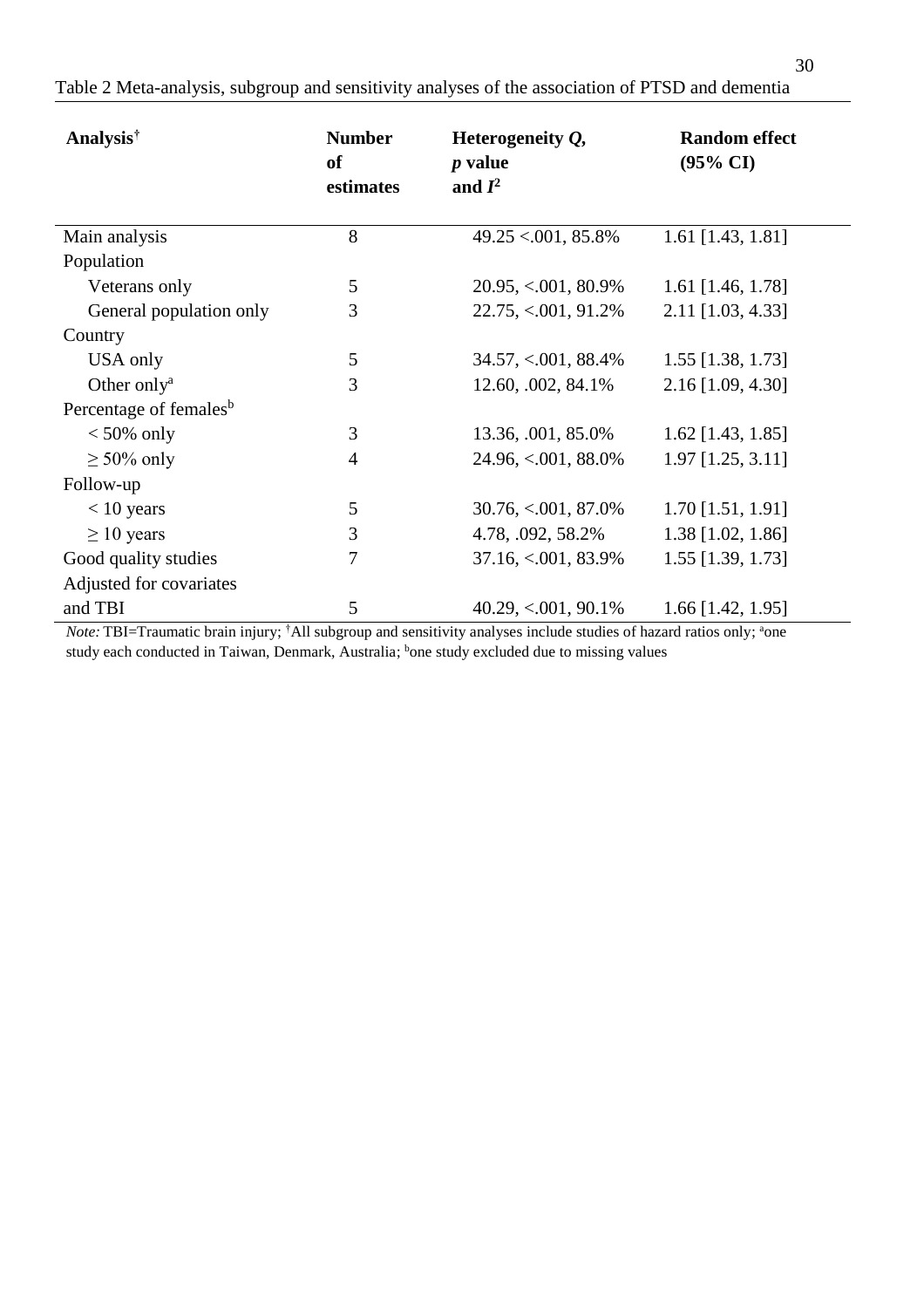Table 2 Meta-analysis, subgroup and sensitivity analyses of the association of PTSD and dementia

| **Analysis**[†] | **Number of estimates** | **Heterogeneity *Q*, *p* value and $I^2$** | **Random effect (95% CI)** |
|---|---|---|---|
| Main analysis | 8 | 49.25 <.001, 85.8% | 1.61 [1.43, 1.81] |
| Population | | | |
| Veterans only | 5 | 20.95, <.001, 80.9% | 1.61 [1.46, 1.78] |
| General population only | 3 | 22.75, <.001, 91.2% | 2.11 [1.03, 4.33] |
| Country | | | |
| USA only | 5 | 34.57, <.001, 88.4% | 1.55 [1.38, 1.73] |
| Other only[a] | 3 | 12.60, .002, 84.1% | 2.16 [1.09, 4.30] |
| Percentage of females[b] | | | |
| < 50% only | 3 | 13.36, .001, 85.0% | 1.62 [1.43, 1.85] |
| ≥ 50% only | 4 | 24.96, <.001, 88.0% | 1.97 [1.25, 3.11] |
| Follow-up | | | |
| < 10 years | 5 | 30.76, <.001, 87.0% | 1.70 [1.51, 1.91] |
| ≥ 10 years | 3 | 4.78, .092, 58.2% | 1.38 [1.02, 1.86] |
| Good quality studies | 7 | 37.16, <.001, 83.9% | 1.55 [1.39, 1.73] |
| Adjusted for covariates and TBI | 5 | 40.29, <.001, 90.1% | 1.66 [1.42, 1.95] |

*Note:* TBI=Traumatic brain injury; [†]All subgroup and sensitivity analyses include studies of hazard ratios only; [a]one study each conducted in Taiwan, Denmark, Australia; [b]one study excluded due to missing values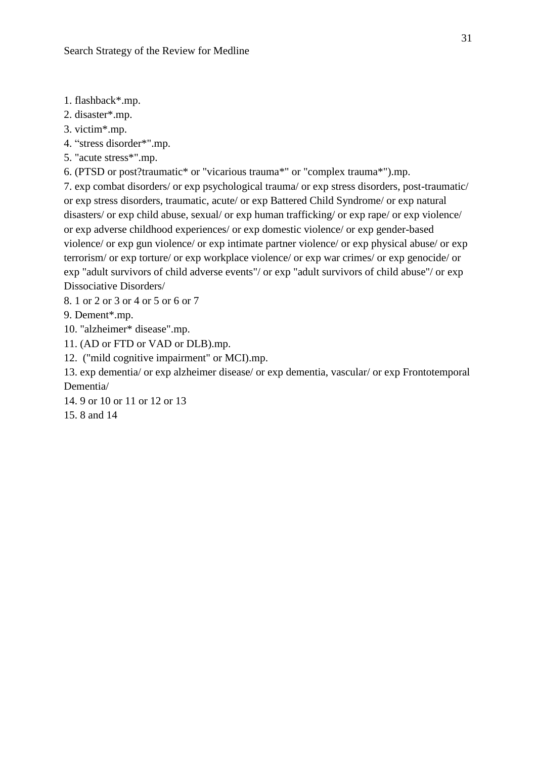Search Strategy of the Review for Medline

1. flashback*.mp.
2. disaster*.mp.
3. victim*.mp.
4. “stress disorder*".mp.
5. "acute stress*".mp.
6. (PTSD or post?traumatic* or "vicarious trauma*" or "complex trauma*").mp.
7. exp combat disorders/ or exp psychological trauma/ or exp stress disorders, post-traumatic/ or exp stress disorders, traumatic, acute/ or exp Battered Child Syndrome/ or exp natural disasters/ or exp child abuse, sexual/ or exp human trafficking/ or exp rape/ or exp violence/ or exp adverse childhood experiences/ or exp domestic violence/ or exp gender-based violence/ or exp gun violence/ or exp intimate partner violence/ or exp physical abuse/ or exp terrorism/ or exp torture/ or exp workplace violence/ or exp war crimes/ or exp genocide/ or exp "adult survivors of child adverse events"/ or exp "adult survivors of child abuse"/ or exp Dissociative Disorders/
8. 1 or 2 or 3 or 4 or 5 or 6 or 7
9. Dement*.mp.
10. "alzheimer* disease".mp.
11. (AD or FTD or VAD or DLB).mp.
12. ("mild cognitive impairment" or MCI).mp.
13. exp dementia/ or exp alzheimer disease/ or exp dementia, vascular/ or exp Frontotemporal Dementia/
14. 9 or 10 or 11 or 12 or 13
15. 8 and 14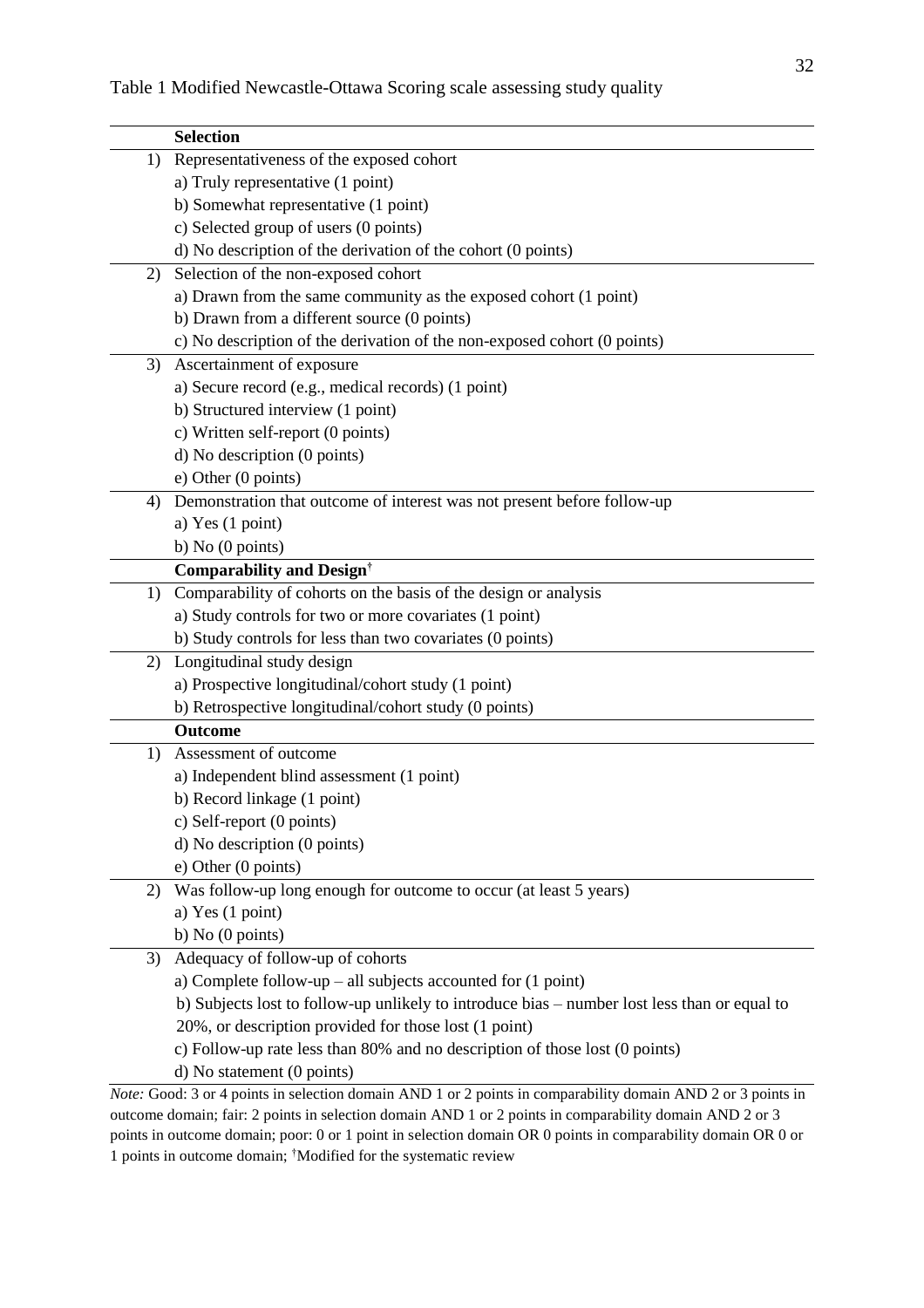Table 1 Modified Newcastle-Ottawa Scoring scale assessing study quality

| | **Selection** |
|---|---|
| 1) | Representativeness of the exposed cohort |
| | a) Truly representative (1 point) |
| | b) Somewhat representative (1 point) |
| | c) Selected group of users (0 points) |
| | d) No description of the derivation of the cohort (0 points) |
| 2) | Selection of the non-exposed cohort |
| | a) Drawn from the same community as the exposed cohort (1 point) |
| | b) Drawn from a different source (0 points) |
| | c) No description of the derivation of the non-exposed cohort (0 points) |
| 3) | Ascertainment of exposure |
| | a) Secure record (e.g., medical records) (1 point) |
| | b) Structured interview (1 point) |
| | c) Written self-report (0 points) |
| | d) No description (0 points) |
| | e) Other (0 points) |
| 4) | Demonstration that outcome of interest was not present before follow-up |
| | a) Yes (1 point) |
| | b) No (0 points) |
| | **Comparability and Design**[†] |
| 1) | Comparability of cohorts on the basis of the design or analysis |
| | a) Study controls for two or more covariates (1 point) |
| | b) Study controls for less than two covariates (0 points) |
| 2) | Longitudinal study design |
| | a) Prospective longitudinal/cohort study (1 point) |
| | b) Retrospective longitudinal/cohort study (0 points) |
| | **Outcome** |
| 1) | Assessment of outcome |
| | a) Independent blind assessment (1 point) |
| | b) Record linkage (1 point) |
| | c) Self-report (0 points) |
| | d) No description (0 points) |
| | e) Other (0 points) |
| 2) | Was follow-up long enough for outcome to occur (at least 5 years) |
| | a) Yes (1 point) |
| | b) No (0 points) |
| 3) | Adequacy of follow-up of cohorts |
| | a) Complete follow-up – all subjects accounted for (1 point) |
| | b) Subjects lost to follow-up unlikely to introduce bias – number lost less than or equal to 20%, or description provided for those lost (1 point) |
| | c) Follow-up rate less than 80% and no description of those lost (0 points) |
| | d) No statement (0 points) |

*Note:* Good: 3 or 4 points in selection domain AND 1 or 2 points in comparability domain AND 2 or 3 points in outcome domain; fair: 2 points in selection domain AND 1 or 2 points in comparability domain AND 2 or 3 points in outcome domain; poor: 0 or 1 point in selection domain OR 0 points in comparability domain OR 0 or 1 points in outcome domain; [†]Modified for the systematic review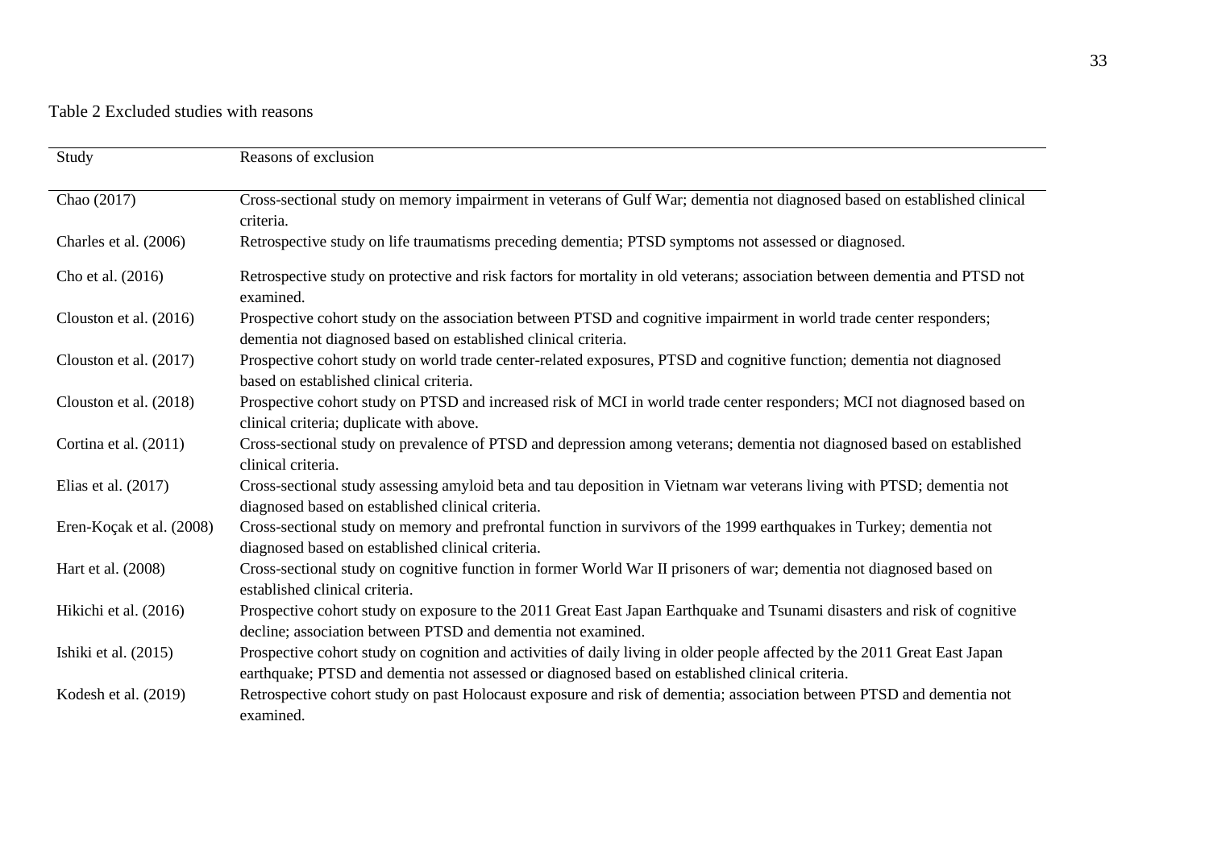Table 2 Excluded studies with reasons

| Study | Reasons of exclusion |
|---|---|
| Chao (2017) | Cross-sectional study on memory impairment in veterans of Gulf War; dementia not diagnosed based on established clinical criteria. |
| Charles et al. (2006) | Retrospective study on life traumatisms preceding dementia; PTSD symptoms not assessed or diagnosed. |
| Cho et al. (2016) | Retrospective study on protective and risk factors for mortality in old veterans; association between dementia and PTSD not examined. |
| Clouston et al. (2016) | Prospective cohort study on the association between PTSD and cognitive impairment in world trade center responders; dementia not diagnosed based on established clinical criteria. |
| Clouston et al. (2017) | Prospective cohort study on world trade center-related exposures, PTSD and cognitive function; dementia not diagnosed based on established clinical criteria. |
| Clouston et al. (2018) | Prospective cohort study on PTSD and increased risk of MCI in world trade center responders; MCI not diagnosed based on clinical criteria; duplicate with above. |
| Cortina et al. (2011) | Cross-sectional study on prevalence of PTSD and depression among veterans; dementia not diagnosed based on established clinical criteria. |
| Elias et al. (2017) | Cross-sectional study assessing amyloid beta and tau deposition in Vietnam war veterans living with PTSD; dementia not diagnosed based on established clinical criteria. |
| Eren-Koçak et al. (2008) | Cross-sectional study on memory and prefrontal function in survivors of the 1999 earthquakes in Turkey; dementia not diagnosed based on established clinical criteria. |
| Hart et al. (2008) | Cross-sectional study on cognitive function in former World War II prisoners of war; dementia not diagnosed based on established clinical criteria. |
| Hikichi et al. (2016) | Prospective cohort study on exposure to the 2011 Great East Japan Earthquake and Tsunami disasters and risk of cognitive decline; association between PTSD and dementia not examined. |
| Ishiki et al. (2015) | Prospective cohort study on cognition and activities of daily living in older people affected by the 2011 Great East Japan earthquake; PTSD and dementia not assessed or diagnosed based on established clinical criteria. |
| Kodesh et al. (2019) | Retrospective cohort study on past Holocaust exposure and risk of dementia; association between PTSD and dementia not examined. |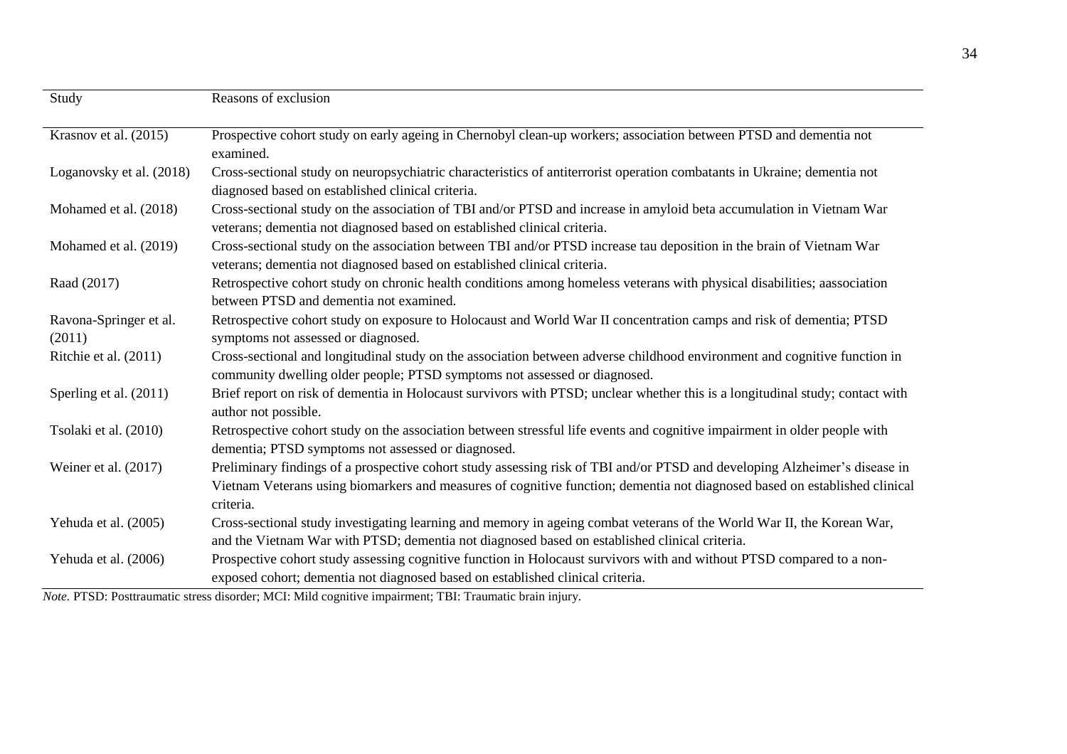| Study | Reasons of exclusion |
|---|---|
| Krasnov et al. (2015) | Prospective cohort study on early ageing in Chernobyl clean-up workers; association between PTSD and dementia not examined. |
| Loganovsky et al. (2018) | Cross-sectional study on neuropsychiatric characteristics of antiterrorist operation combatants in Ukraine; dementia not diagnosed based on established clinical criteria. |
| Mohamed et al. (2018) | Cross-sectional study on the association of TBI and/or PTSD and increase in amyloid beta accumulation in Vietnam War veterans; dementia not diagnosed based on established clinical criteria. |
| Mohamed et al. (2019) | Cross-sectional study on the association between TBI and/or PTSD increase tau deposition in the brain of Vietnam War veterans; dementia not diagnosed based on established clinical criteria. |
| Raad (2017) | Retrospective cohort study on chronic health conditions among homeless veterans with physical disabilities; aassociation between PTSD and dementia not examined. |
| Ravona-Springer et al. (2011) | Retrospective cohort study on exposure to Holocaust and World War II concentration camps and risk of dementia; PTSD symptoms not assessed or diagnosed. |
| Ritchie et al. (2011) | Cross-sectional and longitudinal study on the association between adverse childhood environment and cognitive function in community dwelling older people; PTSD symptoms not assessed or diagnosed. |
| Sperling et al. (2011) | Brief report on risk of dementia in Holocaust survivors with PTSD; unclear whether this is a longitudinal study; contact with author not possible. |
| Tsolaki et al. (2010) | Retrospective cohort study on the association between stressful life events and cognitive impairment in older people with dementia; PTSD symptoms not assessed or diagnosed. |
| Weiner et al. (2017) | Preliminary findings of a prospective cohort study assessing risk of TBI and/or PTSD and developing Alzheimer's disease in Vietnam Veterans using biomarkers and measures of cognitive function; dementia not diagnosed based on established clinical criteria. |
| Yehuda et al. (2005) | Cross-sectional study investigating learning and memory in ageing combat veterans of the World War II, the Korean War, and the Vietnam War with PTSD; dementia not diagnosed based on established clinical criteria. |
| Yehuda et al. (2006) | Prospective cohort study assessing cognitive function in Holocaust survivors with and without PTSD compared to a non-exposed cohort; dementia not diagnosed based on established clinical criteria. |

*Note.* PTSD: Posttraumatic stress disorder; MCI: Mild cognitive impairment; TBI: Traumatic brain injury.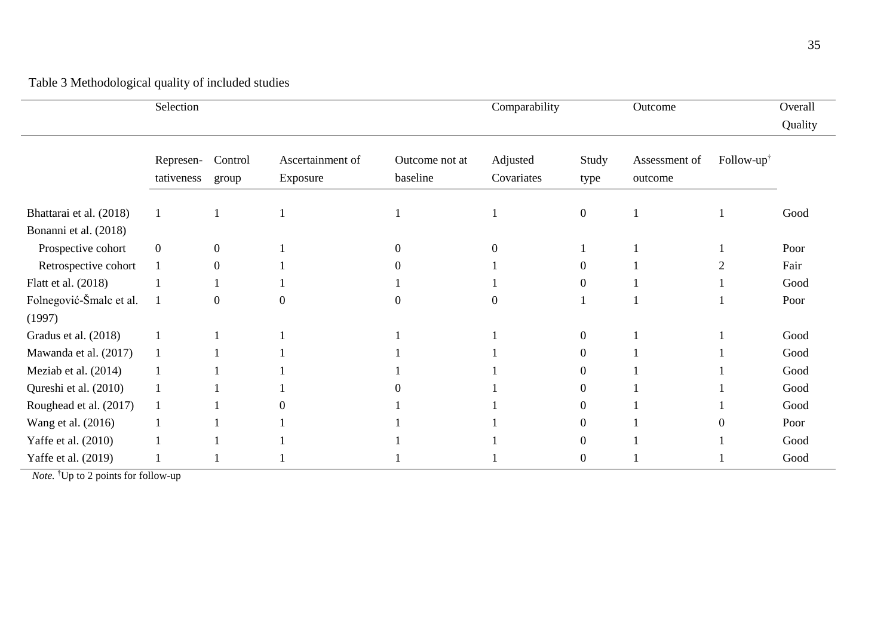Table 3 Methodological quality of included studies

| | Selection | | | | Comparability | | Outcome | | Overall Quality |
|---|---|---|---|---|---|---|---|---|---|
| | Represen-tativeness | Control group | Ascertainment of Exposure | Outcome not at baseline | Adjusted Covariates | Study type | Assessment of outcome | Follow-up[†] | |
| Bhattarai et al. (2018) | 1 | 1 | 1 | 1 | 1 | 0 | 1 | 1 | Good |
| Bonanni et al. (2018) | | | | | | | | | |
| Prospective cohort | 0 | 0 | 1 | 0 | 0 | 1 | 1 | 1 | Poor |
| Retrospective cohort | 1 | 0 | 1 | 0 | 1 | 0 | 1 | 2 | Fair |
| Flatt et al. (2018) | 1 | 1 | 1 | 1 | 1 | 0 | 1 | 1 | Good |
| Folnegović-Šmalc et al. (1997) | 1 | 0 | 0 | 0 | 0 | 1 | 1 | 1 | Poor |
| Gradus et al. (2018) | 1 | 1 | 1 | 1 | 1 | 0 | 1 | 1 | Good |
| Mawanda et al. (2017) | 1 | 1 | 1 | 1 | 1 | 0 | 1 | 1 | Good |
| Meziab et al. (2014) | 1 | 1 | 1 | 1 | 1 | 0 | 1 | 1 | Good |
| Qureshi et al. (2010) | 1 | 1 | 1 | 0 | 1 | 0 | 1 | 1 | Good |
| Roughead et al. (2017) | 1 | 1 | 0 | 1 | 1 | 0 | 1 | 1 | Good |
| Wang et al. (2016) | 1 | 1 | 1 | 1 | 1 | 0 | 1 | 0 | Poor |
| Yaffe et al. (2010) | 1 | 1 | 1 | 1 | 1 | 0 | 1 | 1 | Good |
| Yaffe et al. (2019) | 1 | 1 | 1 | 1 | 1 | 0 | 1 | 1 | Good |

*Note.* [†]Up to 2 points for follow-up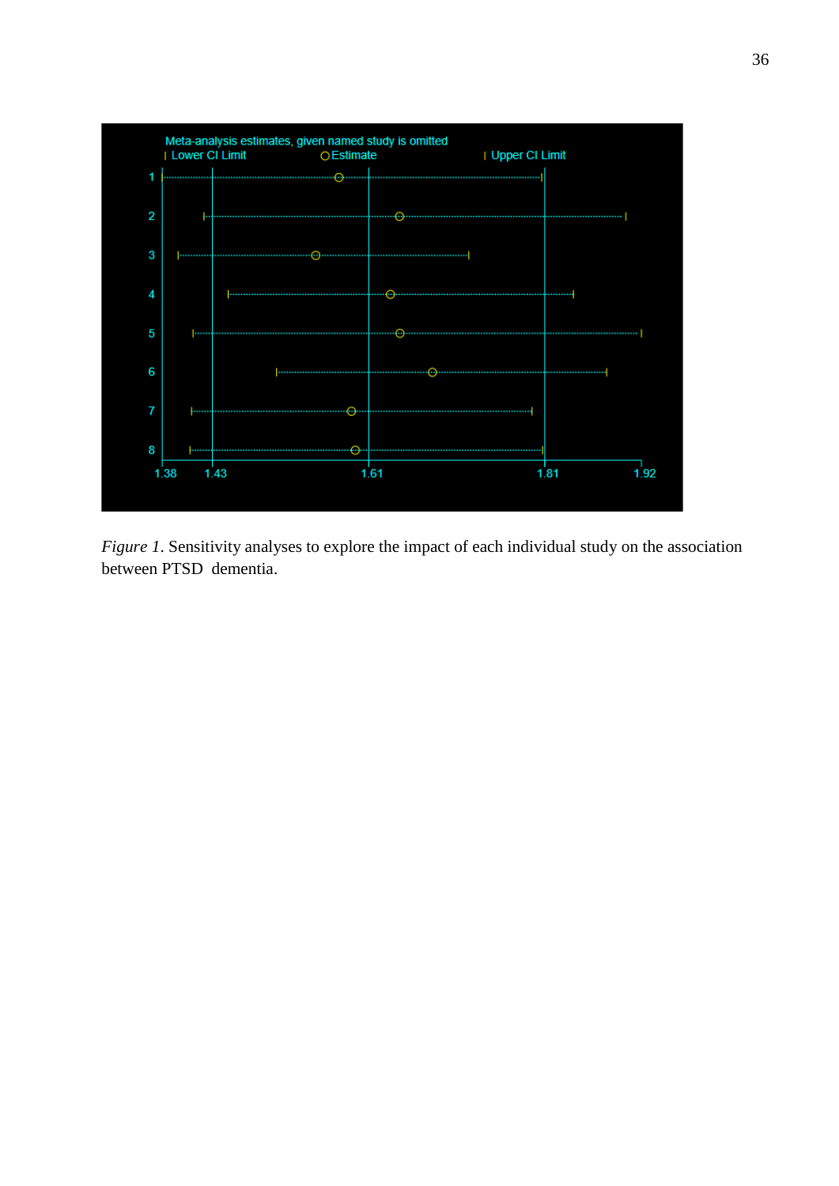Meta-analysis estimates, given named study is omitted

Lower CI Limit

Estimate

Upper CI Limit

1

2

3

4

5

6

7

8

1.38

1.43

1.61

1.81

1.92

*Figure 1*. Sensitivity analyses to explore the impact of each individual study on the association between PTSD  dementia.